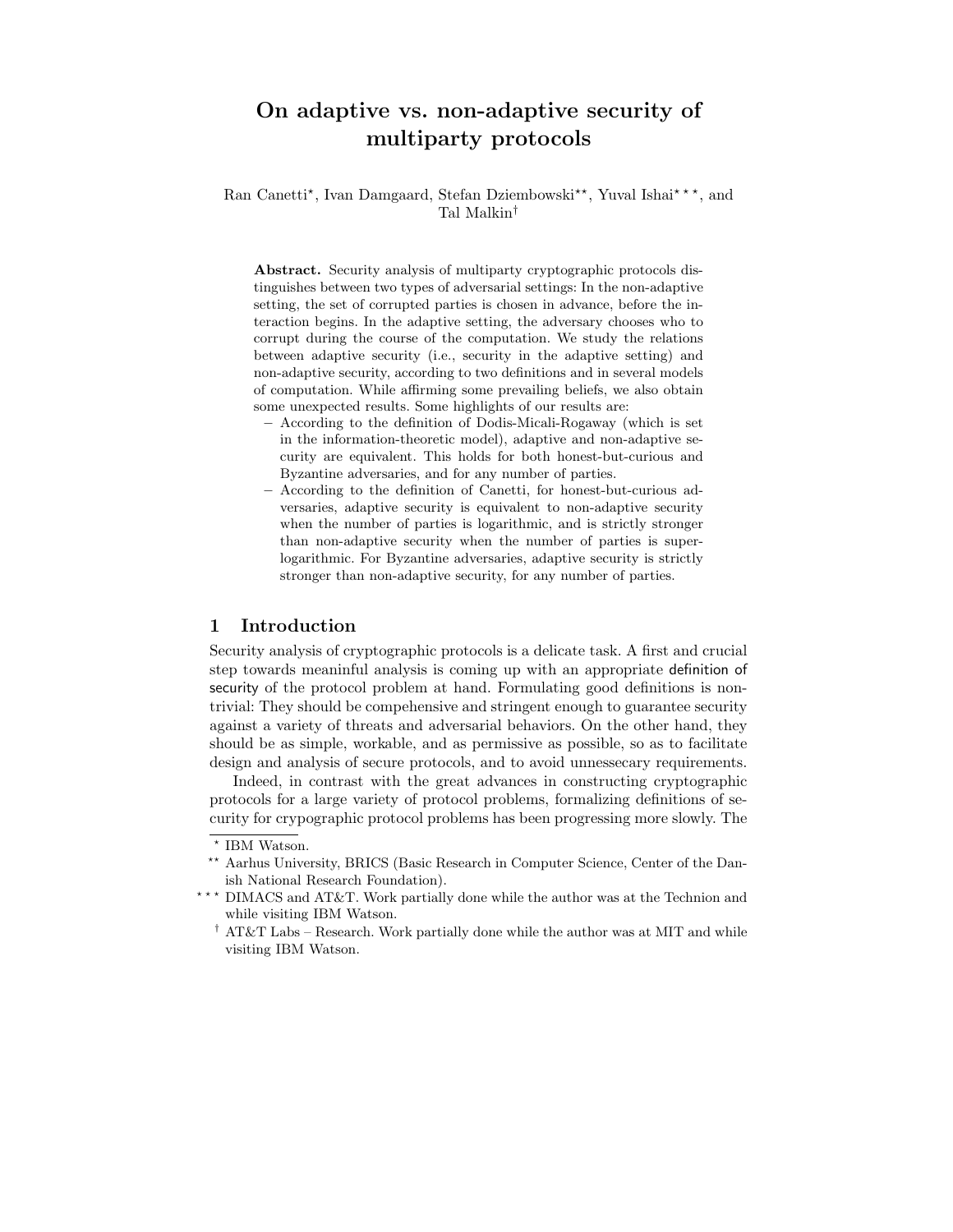# On adaptive vs. non-adaptive security of multiparty protocols

Ran Canetti*, Ivan Damgaard, Stefan Dziembowski**, Yuval Ishai***, and Tal Malkin†

**Abstract.** Security analysis of multiparty cryptographic protocols distinguishes between two types of adversarial settings: In the non-adaptive setting, the set of corrupted parties is chosen in advance, before the interaction begins. In the adaptive setting, the adversary chooses who to corrupt during the course of the computation. We study the relations between adaptive security (i.e., security in the adaptive setting) and non-adaptive security, according to two definitions and in several models of computation. While affirming some prevailing beliefs, we also obtain some unexpected results. Some highlights of our results are:

- According to the definition of Dodis-Micali-Rogaway (which is set in the information-theoretic model), adaptive and non-adaptive security are equivalent. This holds for both honest-but-curious and Byzantine adversaries, and for any number of parties.
- According to the definition of Canetti, for honest-but-curious adversaries, adaptive security is equivalent to non-adaptive security when the number of parties is logarithmic, and is strictly stronger than non-adaptive security when the number of parties is super-logarithmic. For Byzantine adversaries, adaptive security is strictly stronger than non-adaptive security, for any number of parties.

## 1 Introduction

Security analysis of cryptographic protocols is a delicate task. A first and crucial step towards meaninful analysis is coming up with an appropriate definition of security of the protocol problem at hand. Formulating good definitions is non-trivial: They should be compehensive and stringent enough to guarantee security against a variety of threats and adversarial behaviors. On the other hand, they should be as simple, workable, and as permissive as possible, so as to facilitate design and analysis of secure protocols, and to avoid unnessecary requirements.

Indeed, in contrast with the great advances in constructing cryptographic protocols for a large variety of protocol problems, formalizing definitions of security for crypographic protocol problems has been progressing more slowly. The

---

* IBM Watson.

** Aarhus University, BRICS (Basic Research in Computer Science, Center of the Danish National Research Foundation).

*** DIMACS and AT&T. Work partially done while the author was at the Technion and while visiting IBM Watson.

† AT&T Labs – Research. Work partially done while the author was at MIT and while visiting IBM Watson.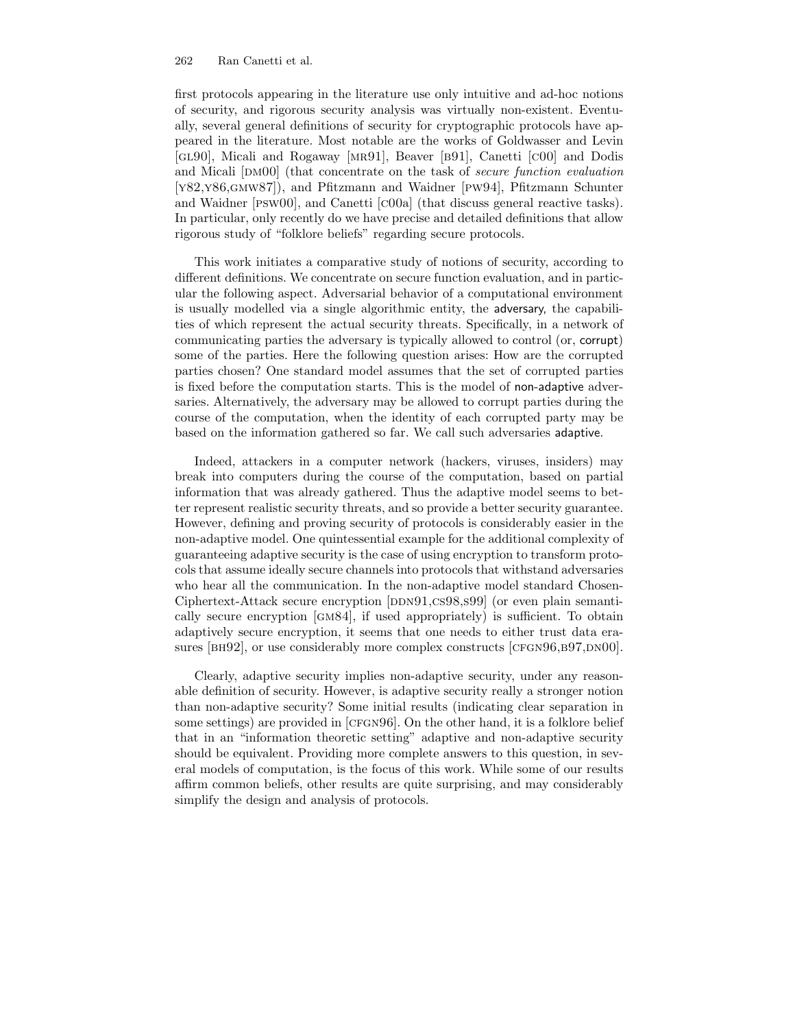first protocols appearing in the literature use only intuitive and ad-hoc notions of security, and rigorous security analysis was virtually non-existent. Eventually, several general definitions of security for cryptographic protocols have appeared in the literature. Most notable are the works of Goldwasser and Levin [GL90], Micali and Rogaway [MR91], Beaver [B91], Canetti [C00] and Dodis and Micali [DM00] (that concentrate on the task of *secure function evaluation* [Y82,Y86,GMW87]), and Pfitzmann and Waidner [PW94], Pfitzmann Schunter and Waidner [PSW00], and Canetti [C00a] (that discuss general reactive tasks). In particular, only recently do we have precise and detailed definitions that allow rigorous study of "folklore beliefs" regarding secure protocols.

This work initiates a comparative study of notions of security, according to different definitions. We concentrate on secure function evaluation, and in particular the following aspect. Adversarial behavior of a computational environment is usually modelled via a single algorithmic entity, the adversary, the capabilities of which represent the actual security threats. Specifically, in a network of communicating parties the adversary is typically allowed to control (or, corrupt) some of the parties. Here the following question arises: How are the corrupted parties chosen? One standard model assumes that the set of corrupted parties is fixed before the computation starts. This is the model of non-adaptive adversaries. Alternatively, the adversary may be allowed to corrupt parties during the course of the computation, when the identity of each corrupted party may be based on the information gathered so far. We call such adversaries adaptive.

Indeed, attackers in a computer network (hackers, viruses, insiders) may break into computers during the course of the computation, based on partial information that was already gathered. Thus the adaptive model seems to better represent realistic security threats, and so provide a better security guarantee. However, defining and proving security of protocols is considerably easier in the non-adaptive model. One quintessential example for the additional complexity of guaranteeing adaptive security is the case of using encryption to transform protocols that assume ideally secure channels into protocols that withstand adversaries who hear all the communication. In the non-adaptive model standard Chosen-Ciphertext-Attack secure encryption [DDN91,CS98,S99] (or even plain semantically secure encryption [GM84], if used appropriately) is sufficient. To obtain adaptively secure encryption, it seems that one needs to either trust data erasures [BH92], or use considerably more complex constructs [CFGN96,B97,DN00].

Clearly, adaptive security implies non-adaptive security, under any reasonable definition of security. However, is adaptive security really a stronger notion than non-adaptive security? Some initial results (indicating clear separation in some settings) are provided in [CFGN96]. On the other hand, it is a folklore belief that in an "information theoretic setting" adaptive and non-adaptive security should be equivalent. Providing more complete answers to this question, in several models of computation, is the focus of this work. While some of our results affirm common beliefs, other results are quite surprising, and may considerably simplify the design and analysis of protocols.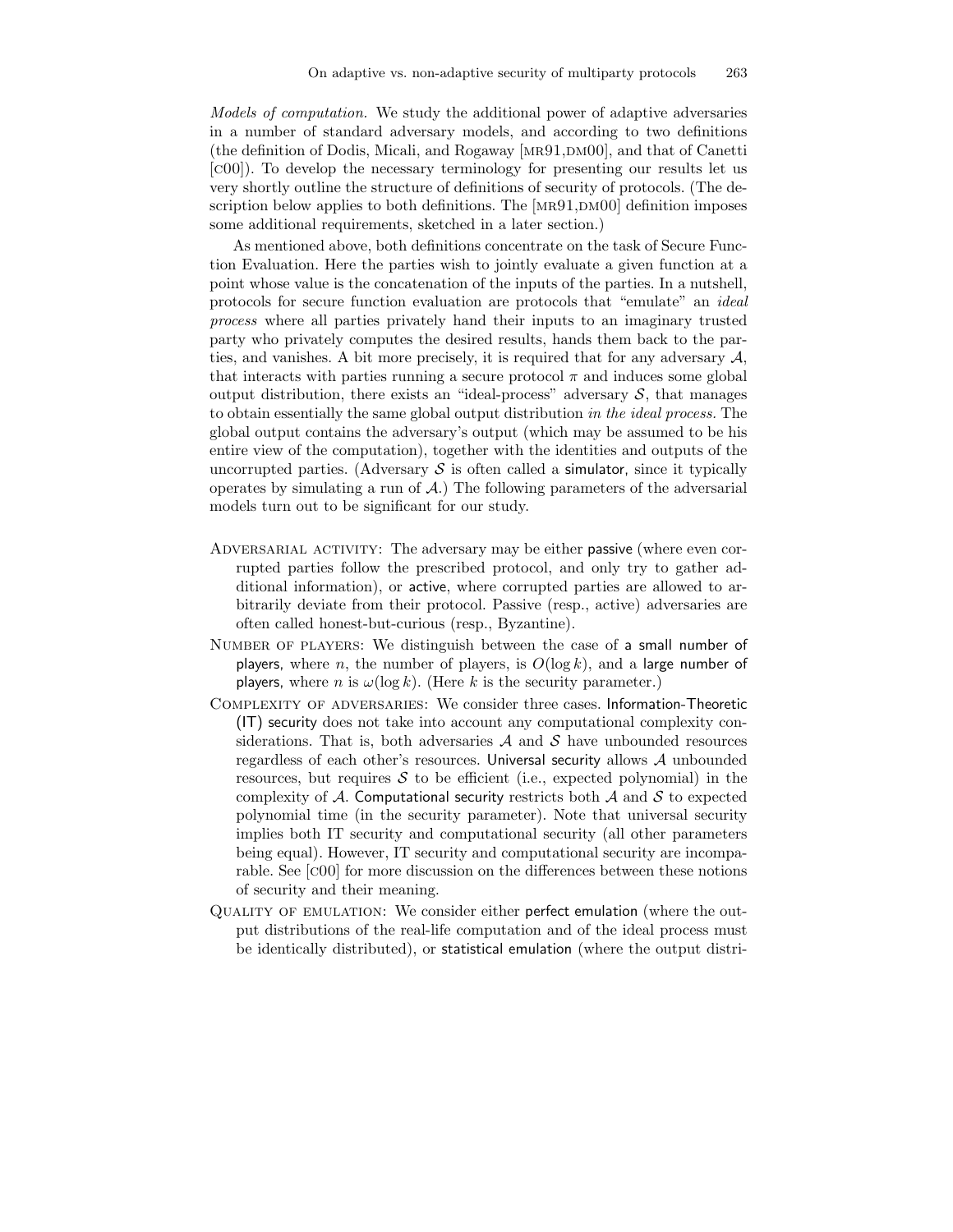*Models of computation.* We study the additional power of adaptive adversaries in a number of standard adversary models, and according to two definitions (the definition of Dodis, Micali, and Rogaway [MR91,DM00], and that of Canetti [C00]). To develop the necessary terminology for presenting our results let us very shortly outline the structure of definitions of security of protocols. (The description below applies to both definitions. The [MR91,DM00] definition imposes some additional requirements, sketched in a later section.)

As mentioned above, both definitions concentrate on the task of Secure Function Evaluation. Here the parties wish to jointly evaluate a given function at a point whose value is the concatenation of the inputs of the parties. In a nutshell, protocols for secure function evaluation are protocols that "emulate" an *ideal process* where all parties privately hand their inputs to an imaginary trusted party who privately computes the desired results, hands them back to the parties, and vanishes. A bit more precisely, it is required that for any adversary $\mathcal{A}$, that interacts with parties running a secure protocol $\pi$ and induces some global output distribution, there exists an "ideal-process" adversary $\mathcal{S}$, that manages to obtain essentially the same global output distribution *in the ideal process*. The global output contains the adversary's output (which may be assumed to be his entire view of the computation), together with the identities and outputs of the uncorrupted parties. (Adversary $\mathcal{S}$ is often called a simulator, since it typically operates by simulating a run of $\mathcal{A}$.) The following parameters of the adversarial models turn out to be significant for our study.

- ADVERSARIAL ACTIVITY: The adversary may be either passive (where even corrupted parties follow the prescribed protocol, and only try to gather additional information), or active, where corrupted parties are allowed to arbitrarily deviate from their protocol. Passive (resp., active) adversaries are often called honest-but-curious (resp., Byzantine).
- NUMBER OF PLAYERS: We distinguish between the case of a small number of players, where $n$, the number of players, is $O(\log k)$, and a large number of players, where $n$ is $\omega(\log k)$. (Here $k$ is the security parameter.)
- COMPLEXITY OF ADVERSARIES: We consider three cases. Information-Theoretic (IT) security does not take into account any computational complexity considerations. That is, both adversaries $\mathcal{A}$ and $\mathcal{S}$ have unbounded resources regardless of each other's resources. Universal security allows $\mathcal{A}$ unbounded resources, but requires $\mathcal{S}$ to be efficient (i.e., expected polynomial) in the complexity of $\mathcal{A}$. Computational security restricts both $\mathcal{A}$ and $\mathcal{S}$ to expected polynomial time (in the security parameter). Note that universal security implies both IT security and computational security (all other parameters being equal). However, IT security and computational security are incomparable. See [C00] for more discussion on the differences between these notions of security and their meaning.
- QUALITY OF EMULATION: We consider either perfect emulation (where the output distributions of the real-life computation and of the ideal process must be identically distributed), or statistical emulation (where the output distri-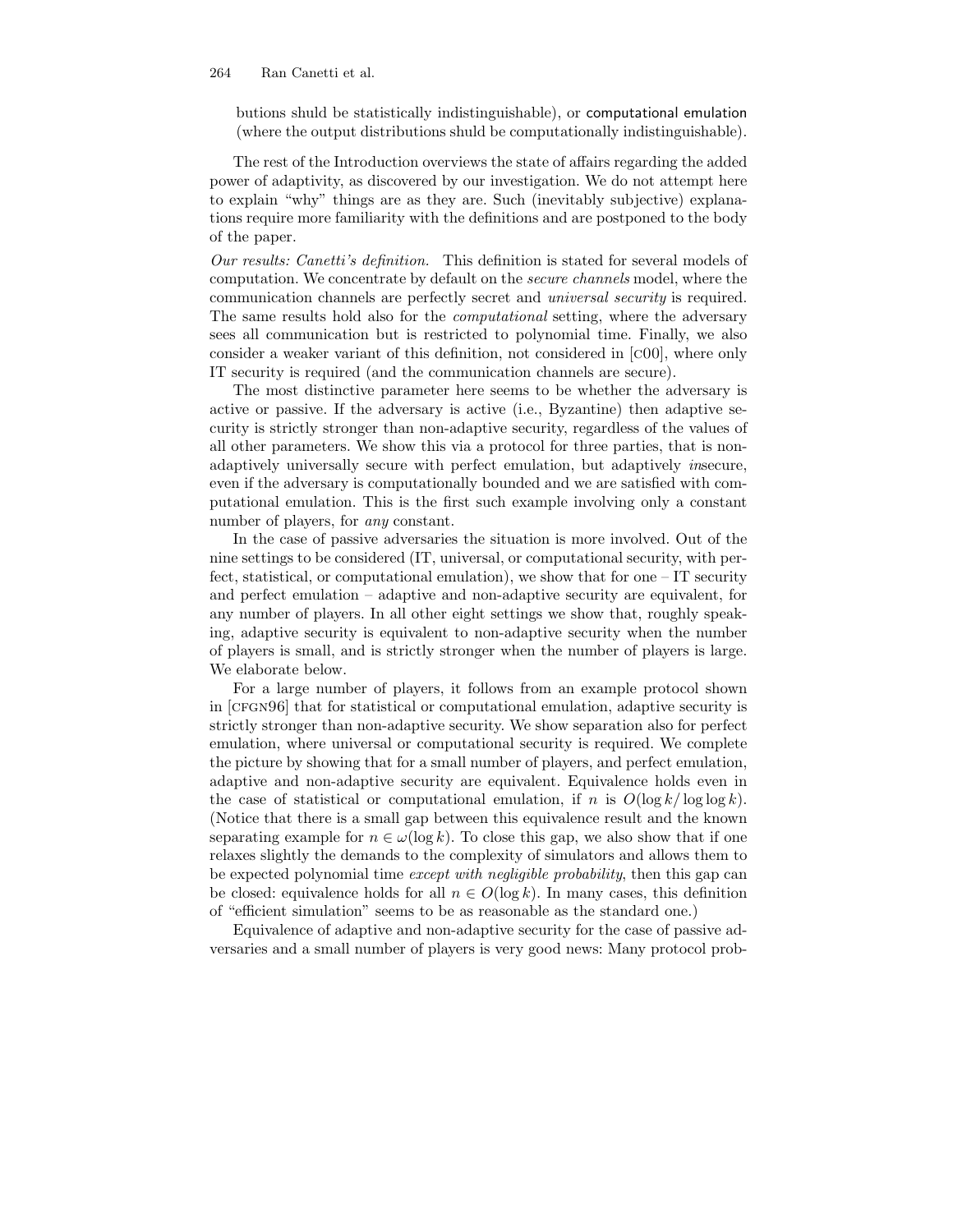butions shuld be statistically indistinguishable), or computational emulation (where the output distributions shuld be computationally indistinguishable).

The rest of the Introduction overviews the state of affairs regarding the added power of adaptivity, as discovered by our investigation. We do not attempt here to explain "why" things are as they are. Such (inevitably subjective) explanations require more familiarity with the definitions and are postponed to the body of the paper.

*Our results: Canetti's definition.* This definition is stated for several models of computation. We concentrate by default on the *secure channels* model, where the communication channels are perfectly secret and *universal security* is required. The same results hold also for the *computational* setting, where the adversary sees all communication but is restricted to polynomial time. Finally, we also consider a weaker variant of this definition, not considered in [c00], where only IT security is required (and the communication channels are secure).

The most distinctive parameter here seems to be whether the adversary is active or passive. If the adversary is active (i.e., Byzantine) then adaptive security is strictly stronger than non-adaptive security, regardless of the values of all other parameters. We show this via a protocol for three parties, that is non-adaptively universally secure with perfect emulation, but adaptively *in*secure, even if the adversary is computationally bounded and we are satisfied with computational emulation. This is the first such example involving only a constant number of players, for *any* constant.

In the case of passive adversaries the situation is more involved. Out of the nine settings to be considered (IT, universal, or computational security, with perfect, statistical, or computational emulation), we show that for one – IT security and perfect emulation – adaptive and non-adaptive security are equivalent, for any number of players. In all other eight settings we show that, roughly speaking, adaptive security is equivalent to non-adaptive security when the number of players is small, and is strictly stronger when the number of players is large. We elaborate below.

For a large number of players, it follows from an example protocol shown in [cfgn96] that for statistical or computational emulation, adaptive security is strictly stronger than non-adaptive security. We show separation also for perfect emulation, where universal or computational security is required. We complete the picture by showing that for a small number of players, and perfect emulation, adaptive and non-adaptive security are equivalent. Equivalence holds even in the case of statistical or computational emulation, if $n$ is $O(\log k/\log\log k)$. (Notice that there is a small gap between this equivalence result and the known separating example for $n \in \omega(\log k)$. To close this gap, we also show that if one relaxes slightly the demands to the complexity of simulators and allows them to be expected polynomial time *except with negligible probability*, then this gap can be closed: equivalence holds for all $n \in O(\log k)$. In many cases, this definition of "efficient simulation" seems to be as reasonable as the standard one.)

Equivalence of adaptive and non-adaptive security for the case of passive adversaries and a small number of players is very good news: Many protocol prob-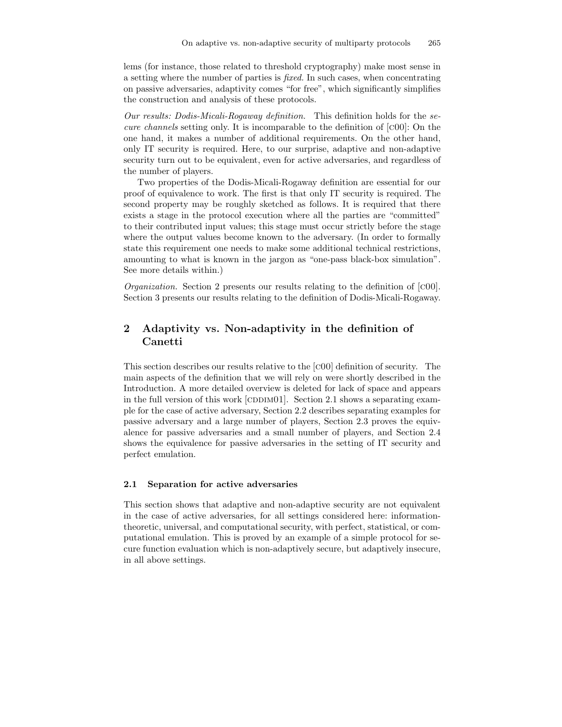lems (for instance, those related to threshold cryptography) make most sense in a setting where the number of parties is *fixed*. In such cases, when concentrating on passive adversaries, adaptivity comes "for free", which significantly simplifies the construction and analysis of these protocols.

*Our results: Dodis-Micali-Rogaway definition.* This definition holds for the *secure channels* setting only. It is incomparable to the definition of [C00]: On the one hand, it makes a number of additional requirements. On the other hand, only IT security is required. Here, to our surprise, adaptive and non-adaptive security turn out to be equivalent, even for active adversaries, and regardless of the number of players.

Two properties of the Dodis-Micali-Rogaway definition are essential for our proof of equivalence to work. The first is that only IT security is required. The second property may be roughly sketched as follows. It is required that there exists a stage in the protocol execution where all the parties are "committed" to their contributed input values; this stage must occur strictly before the stage where the output values become known to the adversary. (In order to formally state this requirement one needs to make some additional technical restrictions, amounting to what is known in the jargon as "one-pass black-box simulation". See more details within.)

*Organization.* Section 2 presents our results relating to the definition of [C00]. Section 3 presents our results relating to the definition of Dodis-Micali-Rogaway.

## 2 Adaptivity vs. Non-adaptivity in the definition of Canetti

This section describes our results relative to the [C00] definition of security. The main aspects of the definition that we will rely on were shortly described in the Introduction. A more detailed overview is deleted for lack of space and appears in the full version of this work [CDDIM01]. Section 2.1 shows a separating example for the case of active adversary, Section 2.2 describes separating examples for passive adversary and a large number of players, Section 2.3 proves the equivalence for passive adversaries and a small number of players, and Section 2.4 shows the equivalence for passive adversaries in the setting of IT security and perfect emulation.

### 2.1 Separation for active adversaries

This section shows that adaptive and non-adaptive security are not equivalent in the case of active adversaries, for all settings considered here: information-theoretic, universal, and computational security, with perfect, statistical, or computational emulation. This is proved by an example of a simple protocol for secure function evaluation which is non-adaptively secure, but adaptively insecure, in all above settings.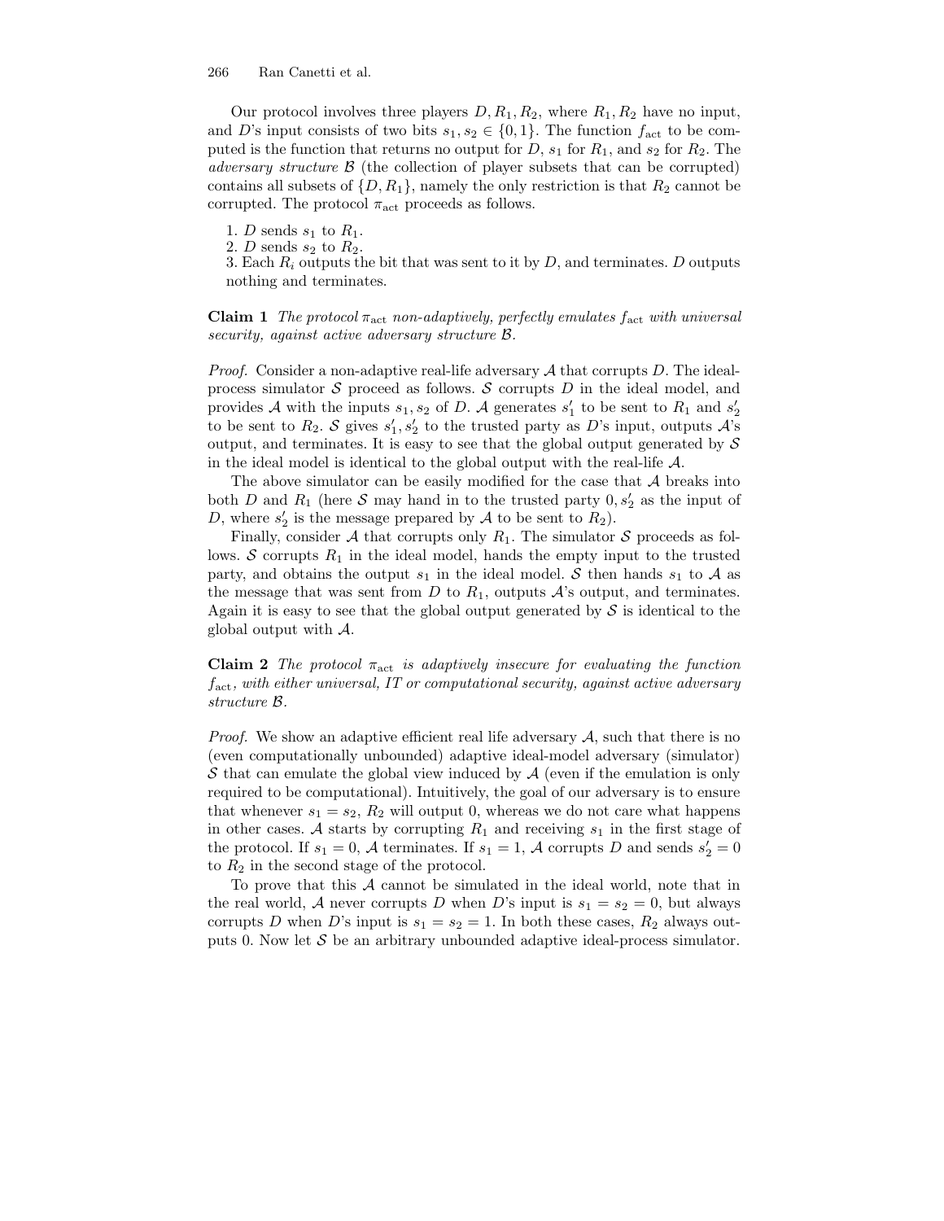Our protocol involves three players $D, R_1, R_2$, where $R_1, R_2$ have no input, and $D$'s input consists of two bits $s_1, s_2 \in \{0, 1\}$. The function $f_{\text{act}}$ to be computed is the function that returns no output for $D$, $s_1$ for $R_1$, and $s_2$ for $R_2$. The *adversary structure* $\mathcal{B}$ (the collection of player subsets that can be corrupted) contains all subsets of $\{D, R_1\}$, namely the only restriction is that $R_2$ cannot be corrupted. The protocol $\pi_{\text{act}}$ proceeds as follows.

1. $D$ sends $s_1$ to $R_1$.
2. $D$ sends $s_2$ to $R_2$.
3. Each $R_i$ outputs the bit that was sent to it by $D$, and terminates. $D$ outputs nothing and terminates.

**Claim 1** *The protocol $\pi_{\text{act}}$ non-adaptively, perfectly emulates $f_{\text{act}}$ with universal security, against active adversary structure $\mathcal{B}$.*

*Proof.* Consider a non-adaptive real-life adversary $\mathcal{A}$ that corrupts $D$. The ideal-process simulator $\mathcal{S}$ proceed as follows. $\mathcal{S}$ corrupts $D$ in the ideal model, and provides $\mathcal{A}$ with the inputs $s_1, s_2$ of $D$. $\mathcal{A}$ generates $s_1'$ to be sent to $R_1$ and $s_2'$ to be sent to $R_2$. $\mathcal{S}$ gives $s_1', s_2'$ to the trusted party as $D$'s input, outputs $\mathcal{A}$'s output, and terminates. It is easy to see that the global output generated by $\mathcal{S}$ in the ideal model is identical to the global output with the real-life $\mathcal{A}$.

The above simulator can be easily modified for the case that $\mathcal{A}$ breaks into both $D$ and $R_1$ (here $\mathcal{S}$ may hand in to the trusted party $0, s_2'$ as the input of $D$, where $s_2'$ is the message prepared by $\mathcal{A}$ to be sent to $R_2$).

Finally, consider $\mathcal{A}$ that corrupts only $R_1$. The simulator $\mathcal{S}$ proceeds as follows. $\mathcal{S}$ corrupts $R_1$ in the ideal model, hands the empty input to the trusted party, and obtains the output $s_1$ in the ideal model. $\mathcal{S}$ then hands $s_1$ to $\mathcal{A}$ as the message that was sent from $D$ to $R_1$, outputs $\mathcal{A}$'s output, and terminates. Again it is easy to see that the global output generated by $\mathcal{S}$ is identical to the global output with $\mathcal{A}$.

**Claim 2** *The protocol $\pi_{\text{act}}$ is adaptively insecure for evaluating the function $f_{\text{act}}$, with either universal, IT or computational security, against active adversary structure $\mathcal{B}$.*

*Proof.* We show an adaptive efficient real life adversary $\mathcal{A}$, such that there is no (even computationally unbounded) adaptive ideal-model adversary (simulator) $\mathcal{S}$ that can emulate the global view induced by $\mathcal{A}$ (even if the emulation is only required to be computational). Intuitively, the goal of our adversary is to ensure that whenever $s_1 = s_2$, $R_2$ will output 0, whereas we do not care what happens in other cases. $\mathcal{A}$ starts by corrupting $R_1$ and receiving $s_1$ in the first stage of the protocol. If $s_1 = 0$, $\mathcal{A}$ terminates. If $s_1 = 1$, $\mathcal{A}$ corrupts $D$ and sends $s_2' = 0$ to $R_2$ in the second stage of the protocol.

To prove that this $\mathcal{A}$ cannot be simulated in the ideal world, note that in the real world, $\mathcal{A}$ never corrupts $D$ when $D$'s input is $s_1 = s_2 = 0$, but always corrupts $D$ when $D$'s input is $s_1 = s_2 = 1$. In both these cases, $R_2$ always outputs 0. Now let $\mathcal{S}$ be an arbitrary unbounded adaptive ideal-process simulator.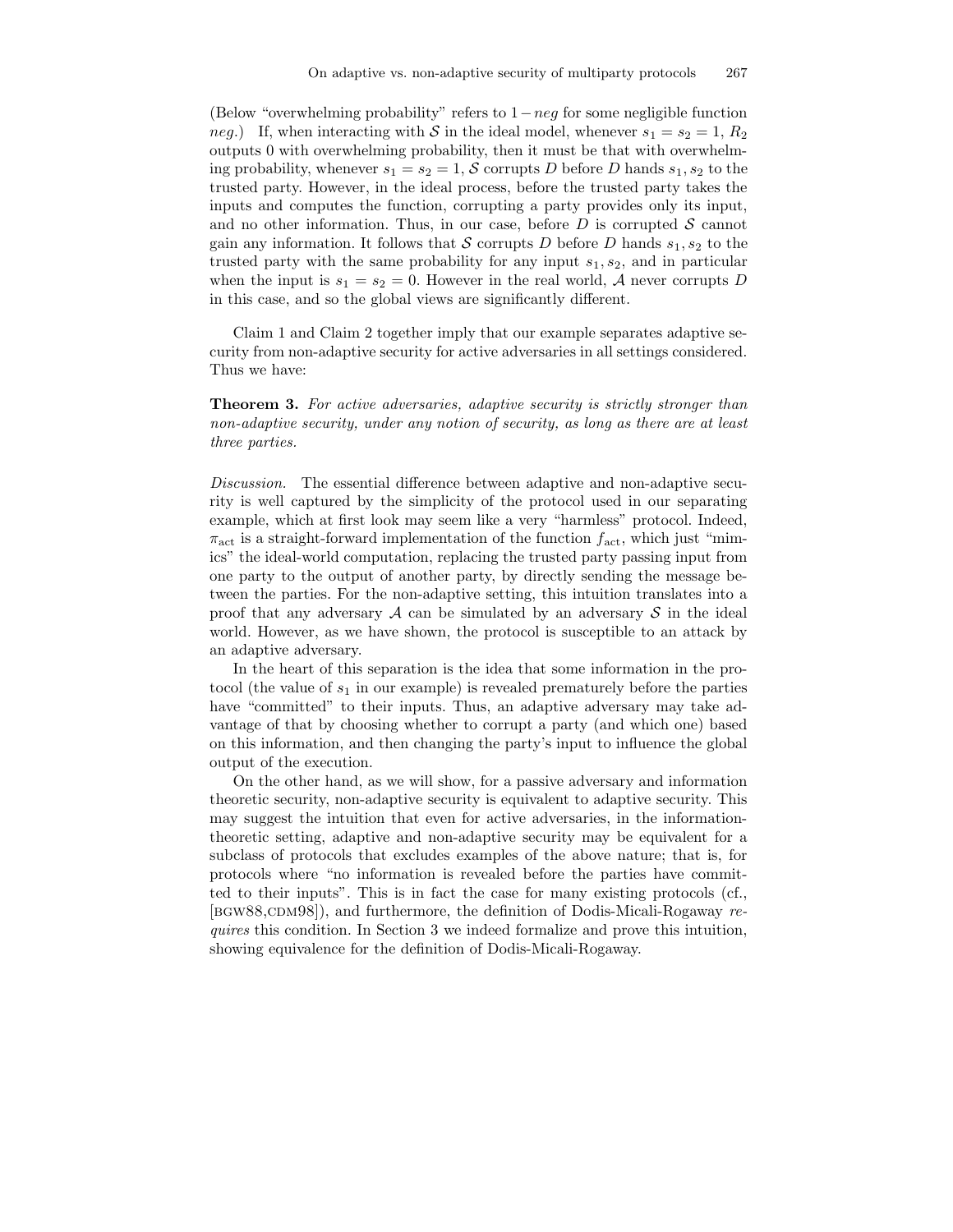(Below "overwhelming probability" refers to $1 - neg$ for some negligible function $neg$.) If, when interacting with $\mathcal{S}$ in the ideal model, whenever $s_1 = s_2 = 1$, $R_2$ outputs 0 with overwhelming probability, then it must be that with overwhelming probability, whenever $s_1 = s_2 = 1$, $\mathcal{S}$ corrupts $D$ before $D$ hands $s_1, s_2$ to the trusted party. However, in the ideal process, before the trusted party takes the inputs and computes the function, corrupting a party provides only its input, and no other information. Thus, in our case, before $D$ is corrupted $\mathcal{S}$ cannot gain any information. It follows that $\mathcal{S}$ corrupts $D$ before $D$ hands $s_1, s_2$ to the trusted party with the same probability for any input $s_1, s_2$, and in particular when the input is $s_1 = s_2 = 0$. However in the real world, $\mathcal{A}$ never corrupts $D$ in this case, and so the global views are significantly different.

Claim 1 and Claim 2 together imply that our example separates adaptive security from non-adaptive security for active adversaries in all settings considered. Thus we have:

**Theorem 3.** *For active adversaries, adaptive security is strictly stronger than non-adaptive security, under any notion of security, as long as there are at least three parties.*

*Discussion.* The essential difference between adaptive and non-adaptive security is well captured by the simplicity of the protocol used in our separating example, which at first look may seem like a very "harmless" protocol. Indeed, $\pi_{\text{act}}$ is a straight-forward implementation of the function $f_{\text{act}}$, which just "mimics" the ideal-world computation, replacing the trusted party passing input from one party to the output of another party, by directly sending the message between the parties. For the non-adaptive setting, this intuition translates into a proof that any adversary $\mathcal{A}$ can be simulated by an adversary $\mathcal{S}$ in the ideal world. However, as we have shown, the protocol is susceptible to an attack by an adaptive adversary.

In the heart of this separation is the idea that some information in the protocol (the value of $s_1$ in our example) is revealed prematurely before the parties have "committed" to their inputs. Thus, an adaptive adversary may take advantage of that by choosing whether to corrupt a party (and which one) based on this information, and then changing the party's input to influence the global output of the execution.

On the other hand, as we will show, for a passive adversary and information theoretic security, non-adaptive security is equivalent to adaptive security. This may suggest the intuition that even for active adversaries, in the information-theoretic setting, adaptive and non-adaptive security may be equivalent for a subclass of protocols that excludes examples of the above nature; that is, for protocols where "no information is revealed before the parties have committed to their inputs". This is in fact the case for many existing protocols (cf., [BGW88,CDM98]), and furthermore, the definition of Dodis-Micali-Rogaway *requires* this condition. In Section 3 we indeed formalize and prove this intuition, showing equivalence for the definition of Dodis-Micali-Rogaway.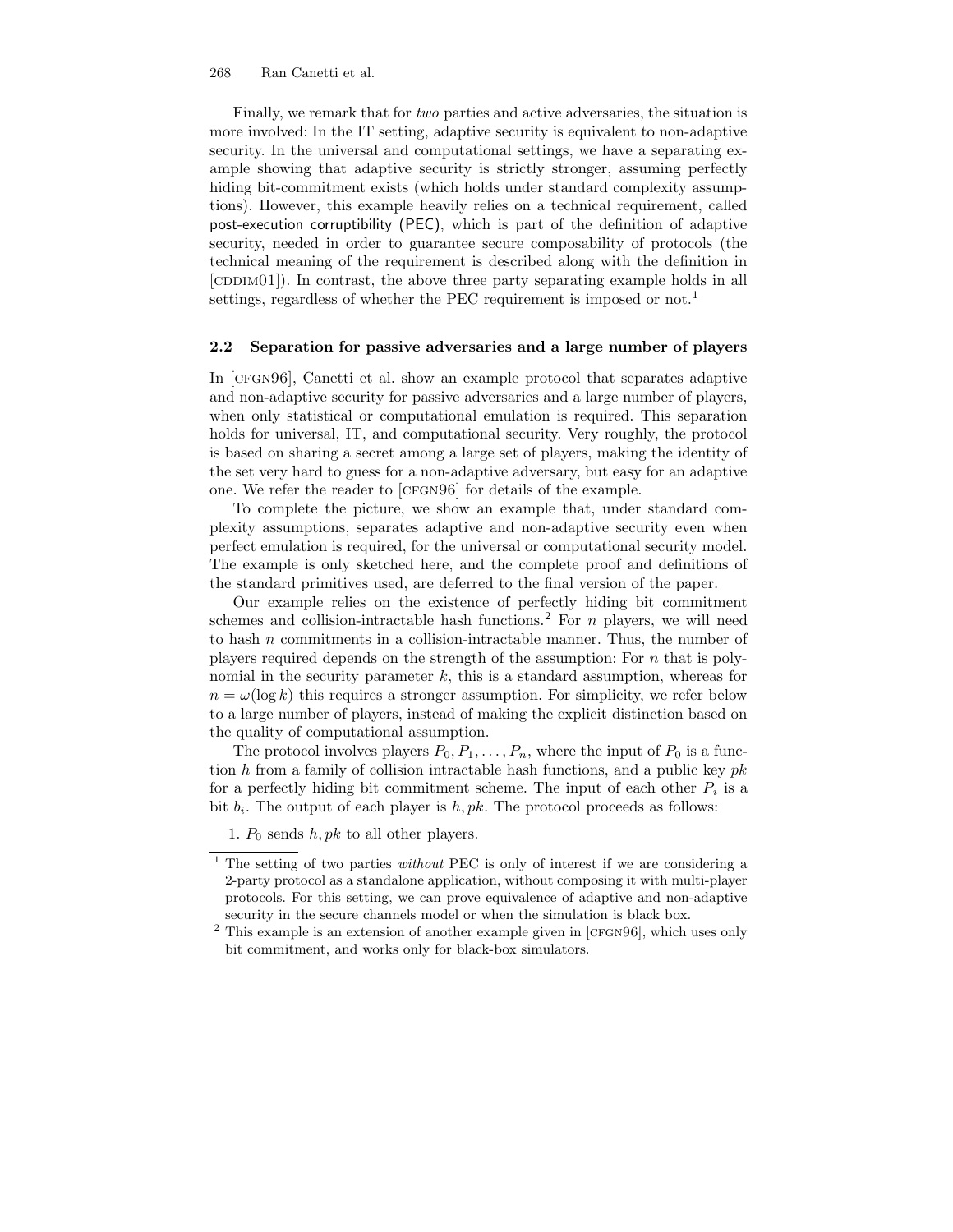Finally, we remark that for *two* parties and active adversaries, the situation is more involved: In the IT setting, adaptive security is equivalent to non-adaptive security. In the universal and computational settings, we have a separating example showing that adaptive security is strictly stronger, assuming perfectly hiding bit-commitment exists (which holds under standard complexity assumptions). However, this example heavily relies on a technical requirement, called post-execution corruptibility (PEC), which is part of the definition of adaptive security, needed in order to guarantee secure composability of protocols (the technical meaning of the requirement is described along with the definition in [CDDIM01]). In contrast, the above three party separating example holds in all settings, regardless of whether the PEC requirement is imposed or not.[1]

### 2.2 Separation for passive adversaries and a large number of players

In [CFGN96], Canetti et al. show an example protocol that separates adaptive and non-adaptive security for passive adversaries and a large number of players, when only statistical or computational emulation is required. This separation holds for universal, IT, and computational security. Very roughly, the protocol is based on sharing a secret among a large set of players, making the identity of the set very hard to guess for a non-adaptive adversary, but easy for an adaptive one. We refer the reader to [CFGN96] for details of the example.

To complete the picture, we show an example that, under standard complexity assumptions, separates adaptive and non-adaptive security even when perfect emulation is required, for the universal or computational security model. The example is only sketched here, and the complete proof and definitions of the standard primitives used, are deferred to the final version of the paper.

Our example relies on the existence of perfectly hiding bit commitment schemes and collision-intractable hash functions.[2] For $n$ players, we will need to hash $n$ commitments in a collision-intractable manner. Thus, the number of players required depends on the strength of the assumption: For $n$ that is polynomial in the security parameter $k$, this is a standard assumption, whereas for $n = \omega(\log k)$ this requires a stronger assumption. For simplicity, we refer below to a large number of players, instead of making the explicit distinction based on the quality of computational assumption.

The protocol involves players $P_0, P_1, \ldots, P_n$, where the input of $P_0$ is a function $h$ from a family of collision intractable hash functions, and a public key $pk$ for a perfectly hiding bit commitment scheme. The input of each other $P_i$ is a bit $b_i$. The output of each player is $h, pk$. The protocol proceeds as follows:

1. $P_0$ sends $h, pk$ to all other players.

---

[1] The setting of two parties *without* PEC is only of interest if we are considering a 2-party protocol as a standalone application, without composing it with multi-player protocols. For this setting, we can prove equivalence of adaptive and non-adaptive security in the secure channels model or when the simulation is black box.

[2] This example is an extension of another example given in [CFGN96], which uses only bit commitment, and works only for black-box simulators.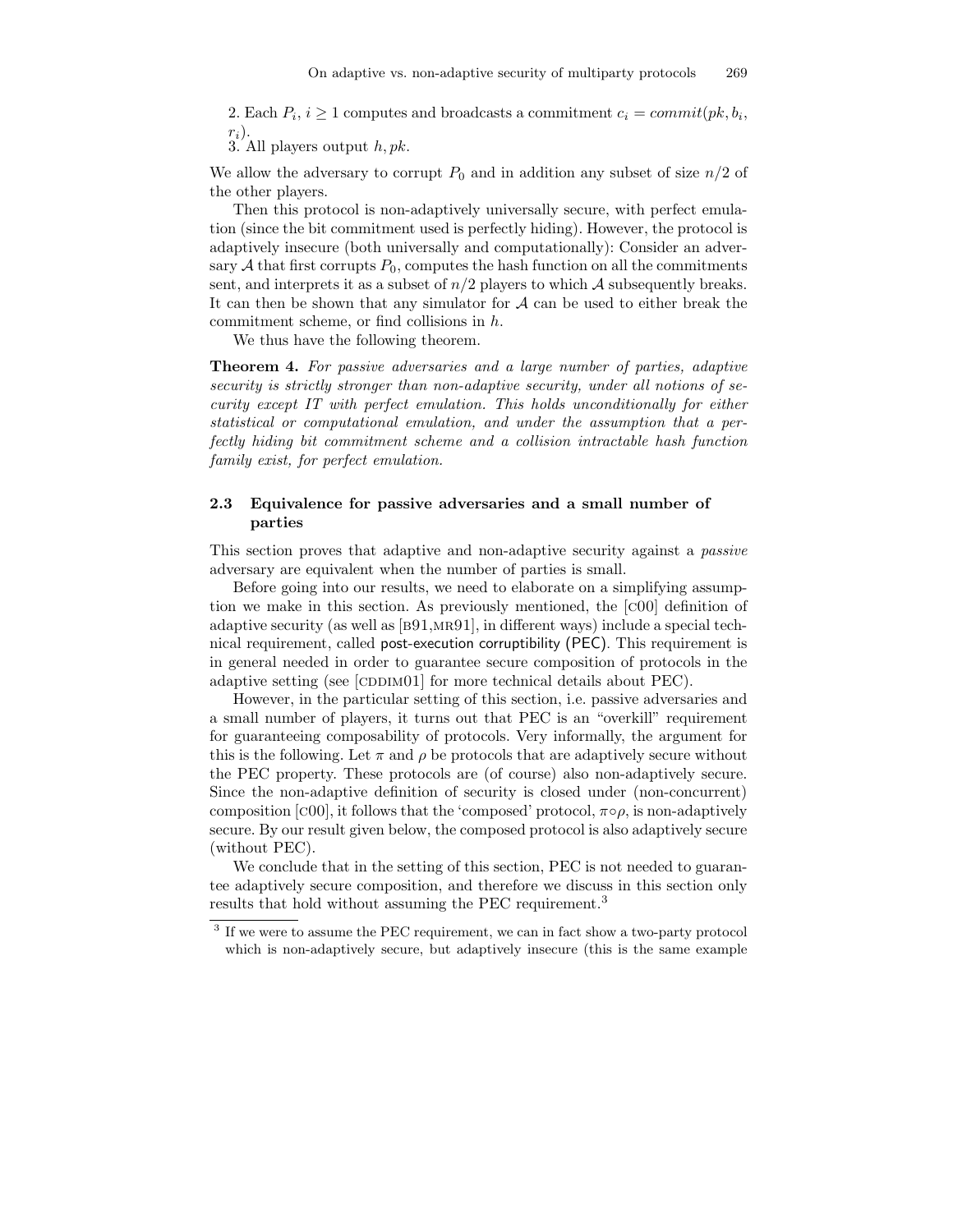2. Each $P_i$, $i \geq 1$ computes and broadcasts a commitment $c_i = commit(pk, b_i, r_i)$.
3. All players output $h, pk$.

We allow the adversary to corrupt $P_0$ and in addition any subset of size $n/2$ of the other players.

Then this protocol is non-adaptively universally secure, with perfect emulation (since the bit commitment used is perfectly hiding). However, the protocol is adaptively insecure (both universally and computationally): Consider an adversary $\mathcal{A}$ that first corrupts $P_0$, computes the hash function on all the commitments sent, and interprets it as a subset of $n/2$ players to which $\mathcal{A}$ subsequently breaks. It can then be shown that any simulator for $\mathcal{A}$ can be used to either break the commitment scheme, or find collisions in $h$.

We thus have the following theorem.

**Theorem 4.** *For passive adversaries and a large number of parties, adaptive security is strictly stronger than non-adaptive security, under all notions of security except IT with perfect emulation. This holds unconditionally for either statistical or computational emulation, and under the assumption that a perfectly hiding bit commitment scheme and a collision intractable hash function family exist, for perfect emulation.*

### 2.3 Equivalence for passive adversaries and a small number of parties

This section proves that adaptive and non-adaptive security against a *passive* adversary are equivalent when the number of parties is small.

Before going into our results, we need to elaborate on a simplifying assumption we make in this section. As previously mentioned, the [C00] definition of adaptive security (as well as [B91,MR91], in different ways) include a special technical requirement, called post-execution corruptibility (PEC). This requirement is in general needed in order to guarantee secure composition of protocols in the adaptive setting (see [CDDIM01] for more technical details about PEC).

However, in the particular setting of this section, i.e. passive adversaries and a small number of players, it turns out that PEC is an "overkill" requirement for guaranteeing composability of protocols. Very informally, the argument for this is the following. Let $\pi$ and $\rho$ be protocols that are adaptively secure without the PEC property. These protocols are (of course) also non-adaptively secure. Since the non-adaptive definition of security is closed under (non-concurrent) composition [C00], it follows that the 'composed' protocol, $\pi \circ \rho$, is non-adaptively secure. By our result given below, the composed protocol is also adaptively secure (without PEC).

We conclude that in the setting of this section, PEC is not needed to guarantee adaptively secure composition, and therefore we discuss in this section only results that hold without assuming the PEC requirement.[3]

[3] If we were to assume the PEC requirement, we can in fact show a two-party protocol which is non-adaptively secure, but adaptively insecure (this is the same example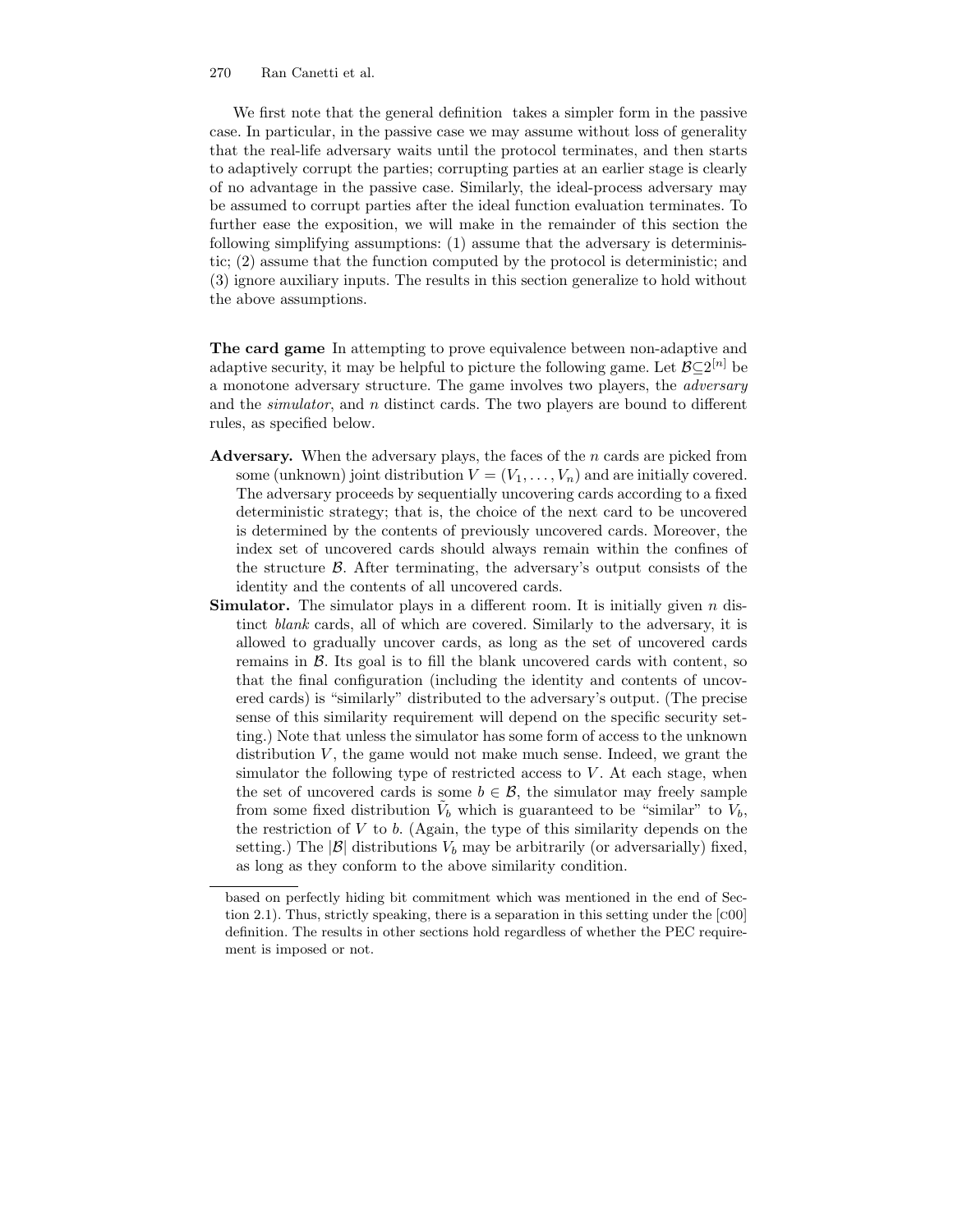We first note that the general definition takes a simpler form in the passive case. In particular, in the passive case we may assume without loss of generality that the real-life adversary waits until the protocol terminates, and then starts to adaptively corrupt the parties; corrupting parties at an earlier stage is clearly of no advantage in the passive case. Similarly, the ideal-process adversary may be assumed to corrupt parties after the ideal function evaluation terminates. To further ease the exposition, we will make in the remainder of this section the following simplifying assumptions: (1) assume that the adversary is deterministic; (2) assume that the function computed by the protocol is deterministic; and (3) ignore auxiliary inputs. The results in this section generalize to hold without the above assumptions.

**The card game** In attempting to prove equivalence between non-adaptive and adaptive security, it may be helpful to picture the following game. Let $\mathcal{B} \subseteq 2^{[n]}$ be a monotone adversary structure. The game involves two players, the *adversary* and the *simulator*, and $n$ distinct cards. The two players are bound to different rules, as specified below.

- **Adversary.** When the adversary plays, the faces of the $n$ cards are picked from some (unknown) joint distribution $V = (V_1, \ldots, V_n)$ and are initially covered. The adversary proceeds by sequentially uncovering cards according to a fixed deterministic strategy; that is, the choice of the next card to be uncovered is determined by the contents of previously uncovered cards. Moreover, the index set of uncovered cards should always remain within the confines of the structure $\mathcal{B}$. After terminating, the adversary's output consists of the identity and the contents of all uncovered cards.
- **Simulator.** The simulator plays in a different room. It is initially given $n$ distinct *blank* cards, all of which are covered. Similarly to the adversary, it is allowed to gradually uncover cards, as long as the set of uncovered cards remains in $\mathcal{B}$. Its goal is to fill the blank uncovered cards with content, so that the final configuration (including the identity and contents of uncovered cards) is "similarly" distributed to the adversary's output. (The precise sense of this similarity requirement will depend on the specific security setting.) Note that unless the simulator has some form of access to the unknown distribution $V$, the game would not make much sense. Indeed, we grant the simulator the following type of restricted access to $V$. At each stage, when the set of uncovered cards is some $b \in \mathcal{B}$, the simulator may freely sample from some fixed distribution $\tilde{V}_b$ which is guaranteed to be "similar" to $V_b$, the restriction of $V$ to $b$. (Again, the type of this similarity depends on the setting.) The $|\mathcal{B}|$ distributions $V_b$ may be arbitrarily (or adversarially) fixed, as long as they conform to the above similarity condition.

---

based on perfectly hiding bit commitment which was mentioned in the end of Section 2.1). Thus, strictly speaking, there is a separation in this setting under the [C00] definition. The results in other sections hold regardless of whether the PEC requirement is imposed or not.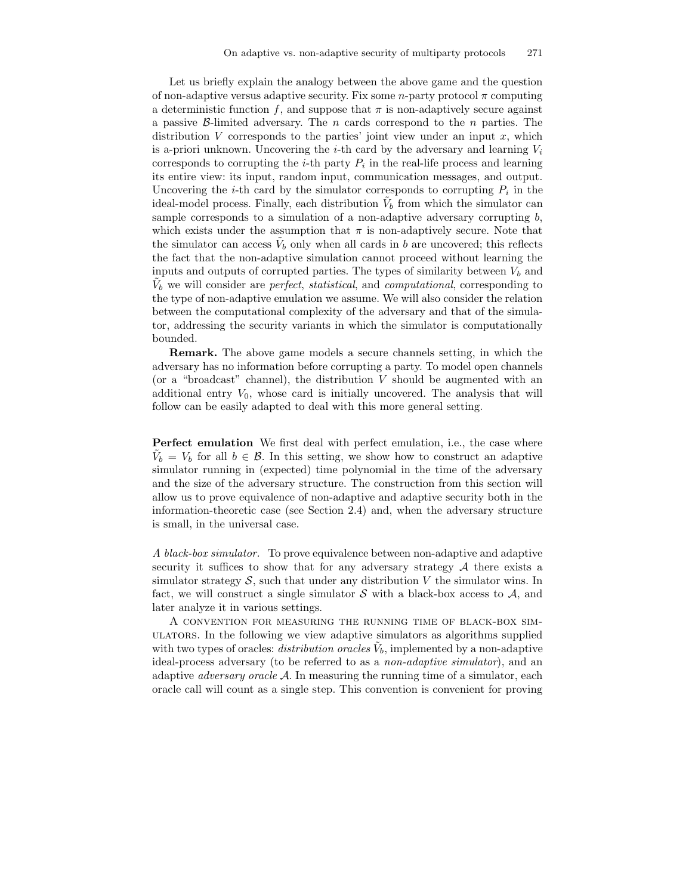Let us briefly explain the analogy between the above game and the question of non-adaptive versus adaptive security. Fix some $n$-party protocol $\pi$ computing a deterministic function $f$, and suppose that $\pi$ is non-adaptively secure against a passive $\mathcal{B}$-limited adversary. The $n$ cards correspond to the $n$ parties. The distribution $V$ corresponds to the parties' joint view under an input $x$, which is a-priori unknown. Uncovering the $i$-th card by the adversary and learning $V_i$ corresponds to corrupting the $i$-th party $P_i$ in the real-life process and learning its entire view: its input, random input, communication messages, and output. Uncovering the $i$-th card by the simulator corresponds to corrupting $P_i$ in the ideal-model process. Finally, each distribution $\tilde{V}_b$ from which the simulator can sample corresponds to a simulation of a non-adaptive adversary corrupting $b$, which exists under the assumption that $\pi$ is non-adaptively secure. Note that the simulator can access $\tilde{V}_b$ only when all cards in $b$ are uncovered; this reflects the fact that the non-adaptive simulation cannot proceed without learning the inputs and outputs of corrupted parties. The types of similarity between $V_b$ and $\tilde{V}_b$ we will consider are *perfect*, *statistical*, and *computational*, corresponding to the type of non-adaptive emulation we assume. We will also consider the relation between the computational complexity of the adversary and that of the simulator, addressing the security variants in which the simulator is computationally bounded.

**Remark.** The above game models a secure channels setting, in which the adversary has no information before corrupting a party. To model open channels (or a "broadcast" channel), the distribution $V$ should be augmented with an additional entry $V_0$, whose card is initially uncovered. The analysis that will follow can be easily adapted to deal with this more general setting.

**Perfect emulation** We first deal with perfect emulation, i.e., the case where $\tilde{V}_b = V_b$ for all $b \in \mathcal{B}$. In this setting, we show how to construct an adaptive simulator running in (expected) time polynomial in the time of the adversary and the size of the adversary structure. The construction from this section will allow us to prove equivalence of non-adaptive and adaptive security both in the information-theoretic case (see Section 2.4) and, when the adversary structure is small, in the universal case.

*A black-box simulator.* To prove equivalence between non-adaptive and adaptive security it suffices to show that for any adversary strategy $\mathcal{A}$ there exists a simulator strategy $\mathcal{S}$, such that under any distribution $V$ the simulator wins. In fact, we will construct a single simulator $\mathcal{S}$ with a black-box access to $\mathcal{A}$, and later analyze it in various settings.

A convention for measuring the running time of black-box simulators. In the following we view adaptive simulators as algorithms supplied with two types of oracles: *distribution oracles* $\tilde{V}_b$, implemented by a non-adaptive ideal-process adversary (to be referred to as a *non-adaptive simulator*), and an adaptive *adversary oracle* $\mathcal{A}$. In measuring the running time of a simulator, each oracle call will count as a single step. This convention is convenient for proving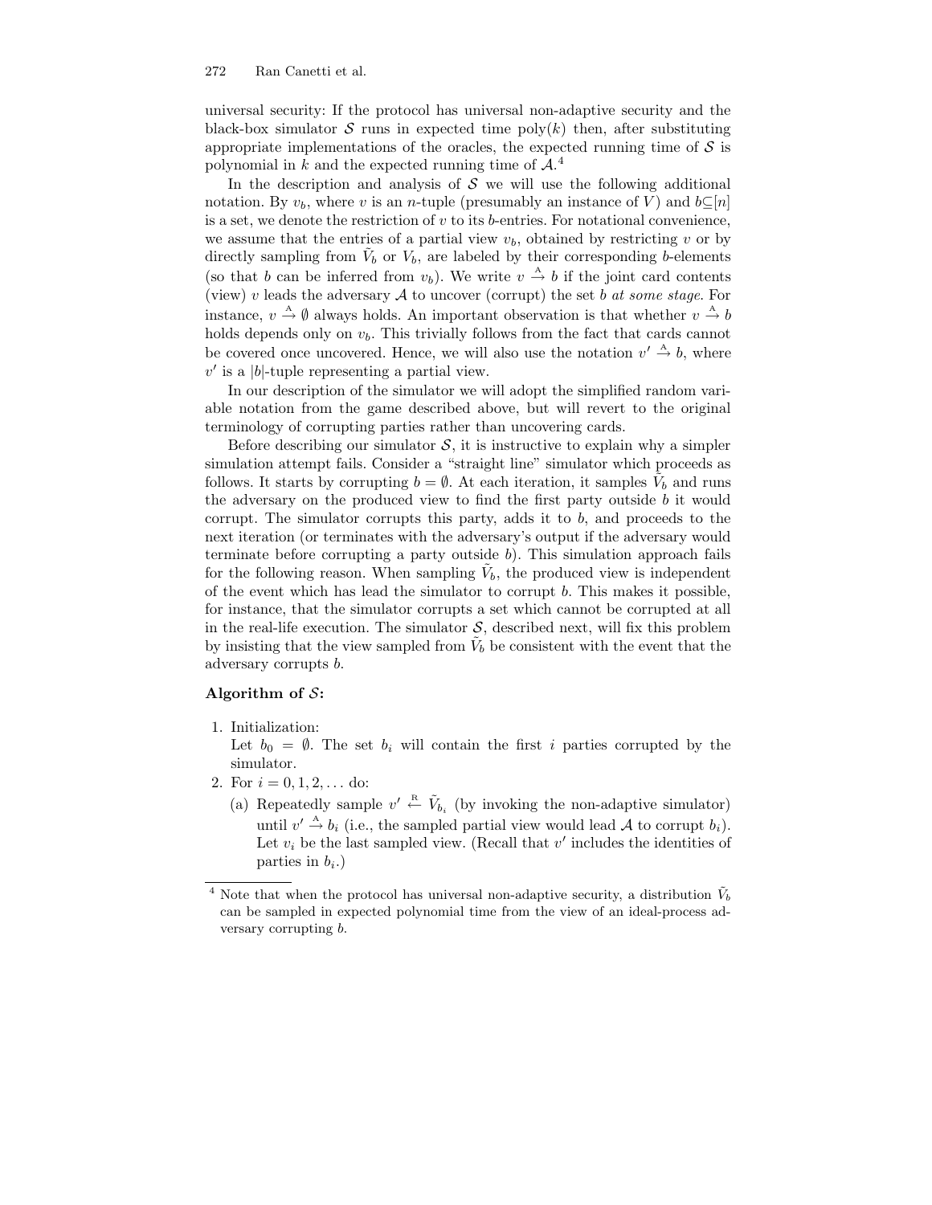universal security: If the protocol has universal non-adaptive security and the black-box simulator $\mathcal{S}$ runs in expected time poly($k$) then, after substituting appropriate implementations of the oracles, the expected running time of $\mathcal{S}$ is polynomial in $k$ and the expected running time of $\mathcal{A}$.[4]

In the description and analysis of $\mathcal{S}$ we will use the following additional notation. By $v_b$, where $v$ is an $n$-tuple (presumably an instance of $V$) and $b \subseteq [n]$ is a set, we denote the restriction of $v$ to its $b$-entries. For notational convenience, we assume that the entries of a partial view $v_b$, obtained by restricting $v$ or by directly sampling from $\tilde{V}_b$ or $V_b$, are labeled by their corresponding $b$-elements (so that $b$ can be inferred from $v_b$). We write $v \xrightarrow{\text{A}} b$ if the joint card contents (view) $v$ leads the adversary $\mathcal{A}$ to uncover (corrupt) the set $b$ *at some stage*. For instance, $v \xrightarrow{\text{A}} \emptyset$ always holds. An important observation is that whether $v \xrightarrow{\text{A}} b$ holds depends only on $v_b$. This trivially follows from the fact that cards cannot be covered once uncovered. Hence, we will also use the notation $v' \xrightarrow{\text{A}} b$, where $v'$ is a $|b|$-tuple representing a partial view.

In our description of the simulator we will adopt the simplified random variable notation from the game described above, but will revert to the original terminology of corrupting parties rather than uncovering cards.

Before describing our simulator $\mathcal{S}$, it is instructive to explain why a simpler simulation attempt fails. Consider a "straight line" simulator which proceeds as follows. It starts by corrupting $b = \emptyset$. At each iteration, it samples $\tilde{V}_b$ and runs the adversary on the produced view to find the first party outside $b$ it would corrupt. The simulator corrupts this party, adds it to $b$, and proceeds to the next iteration (or terminates with the adversary's output if the adversary would terminate before corrupting a party outside $b$). This simulation approach fails for the following reason. When sampling $\tilde{V}_b$, the produced view is independent of the event which has lead the simulator to corrupt $b$. This makes it possible, for instance, that the simulator corrupts a set which cannot be corrupted at all in the real-life execution. The simulator $\mathcal{S}$, described next, will fix this problem by insisting that the view sampled from $\tilde{V}_b$ be consistent with the event that the adversary corrupts $b$.

**Algorithm of $\mathcal{S}$:**

1. Initialization:
   Let $b_0 = \emptyset$. The set $b_i$ will contain the first $i$ parties corrupted by the simulator.
2. For $i = 0, 1, 2, \ldots$ do:
   (a) Repeatedly sample $v' \xleftarrow{\text{R}} \tilde{V}_{b_i}$ (by invoking the non-adaptive simulator) until $v' \xrightarrow{\text{A}} b_i$ (i.e., the sampled partial view would lead $\mathcal{A}$ to corrupt $b_i$). Let $v_i$ be the last sampled view. (Recall that $v'$ includes the identities of parties in $b_i$.)

[4] Note that when the protocol has universal non-adaptive security, a distribution $\tilde{V}_b$ can be sampled in expected polynomial time from the view of an ideal-process adversary corrupting $b$.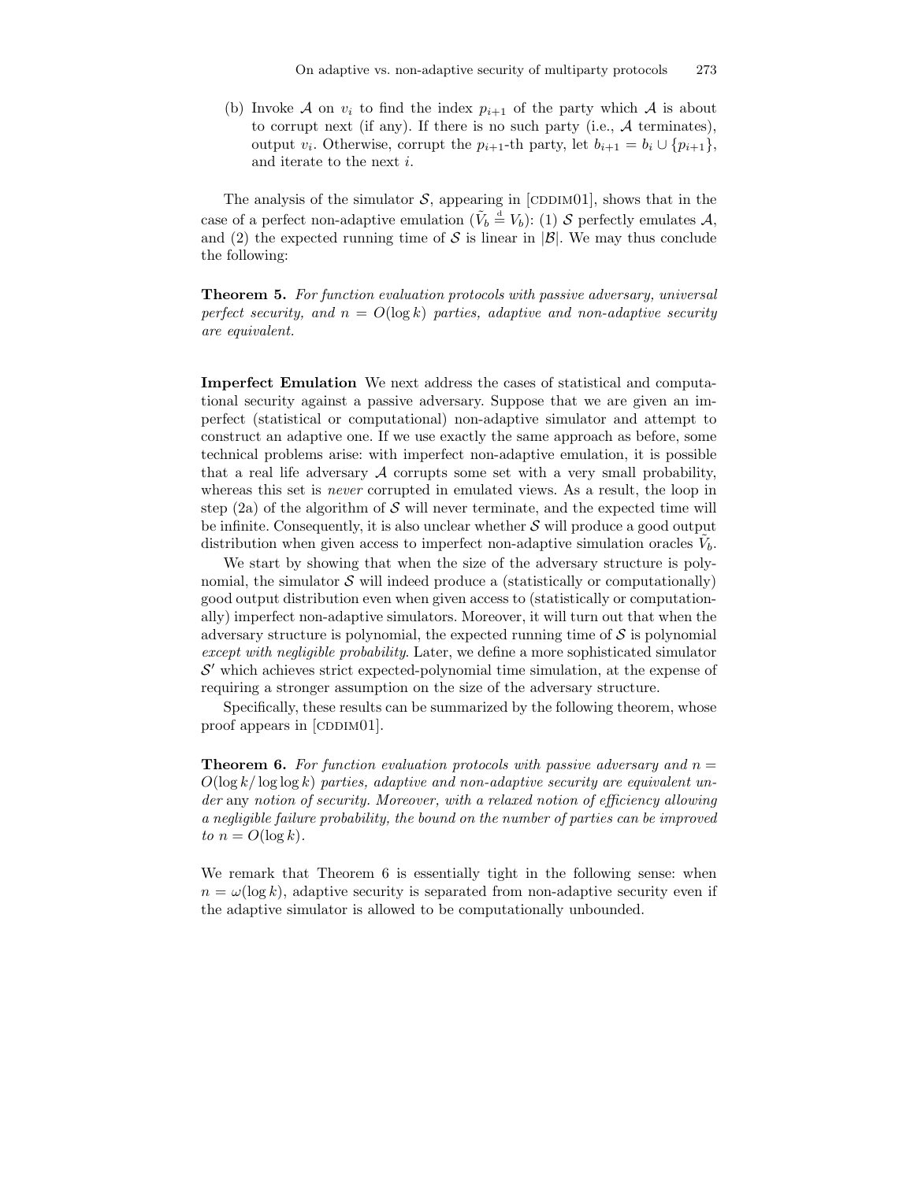(b) Invoke $\mathcal{A}$ on $v_i$ to find the index $p_{i+1}$ of the party which $\mathcal{A}$ is about to corrupt next (if any). If there is no such party (i.e., $\mathcal{A}$ terminates), output $v_i$. Otherwise, corrupt the $p_{i+1}$-th party, let $b_{i+1} = b_i \cup \{p_{i+1}\}$, and iterate to the next $i$.

The analysis of the simulator $\mathcal{S}$, appearing in [CDDIM01], shows that in the case of a perfect non-adaptive emulation ($\tilde{V}_b \stackrel{\text{d}}{=} V_b$): (1) $\mathcal{S}$ perfectly emulates $\mathcal{A}$, and (2) the expected running time of $\mathcal{S}$ is linear in $|\mathcal{B}|$. We may thus conclude the following:

**Theorem 5.** *For function evaluation protocols with passive adversary, universal perfect security, and $n = O(\log k)$ parties, adaptive and non-adaptive security are equivalent.*

**Imperfect Emulation** We next address the cases of statistical and computational security against a passive adversary. Suppose that we are given an imperfect (statistical or computational) non-adaptive simulator and attempt to construct an adaptive one. If we use exactly the same approach as before, some technical problems arise: with imperfect non-adaptive emulation, it is possible that a real life adversary $\mathcal{A}$ corrupts some set with a very small probability, whereas this set is *never* corrupted in emulated views. As a result, the loop in step (2a) of the algorithm of $\mathcal{S}$ will never terminate, and the expected time will be infinite. Consequently, it is also unclear whether $\mathcal{S}$ will produce a good output distribution when given access to imperfect non-adaptive simulation oracles $\tilde{V}_b$.

We start by showing that when the size of the adversary structure is polynomial, the simulator $\mathcal{S}$ will indeed produce a (statistically or computationally) good output distribution even when given access to (statistically or computationally) imperfect non-adaptive simulators. Moreover, it will turn out that when the adversary structure is polynomial, the expected running time of $\mathcal{S}$ is polynomial *except with negligible probability*. Later, we define a more sophisticated simulator $\mathcal{S}'$ which achieves strict expected-polynomial time simulation, at the expense of requiring a stronger assumption on the size of the adversary structure.

Specifically, these results can be summarized by the following theorem, whose proof appears in [CDDIM01].

**Theorem 6.** *For function evaluation protocols with passive adversary and $n = O(\log k/\log\log k)$ parties, adaptive and non-adaptive security are equivalent under* any *notion of security. Moreover, with a relaxed notion of efficiency allowing a negligible failure probability, the bound on the number of parties can be improved to $n = O(\log k)$.*

We remark that Theorem 6 is essentially tight in the following sense: when $n = \omega(\log k)$, adaptive security is separated from non-adaptive security even if the adaptive simulator is allowed to be computationally unbounded.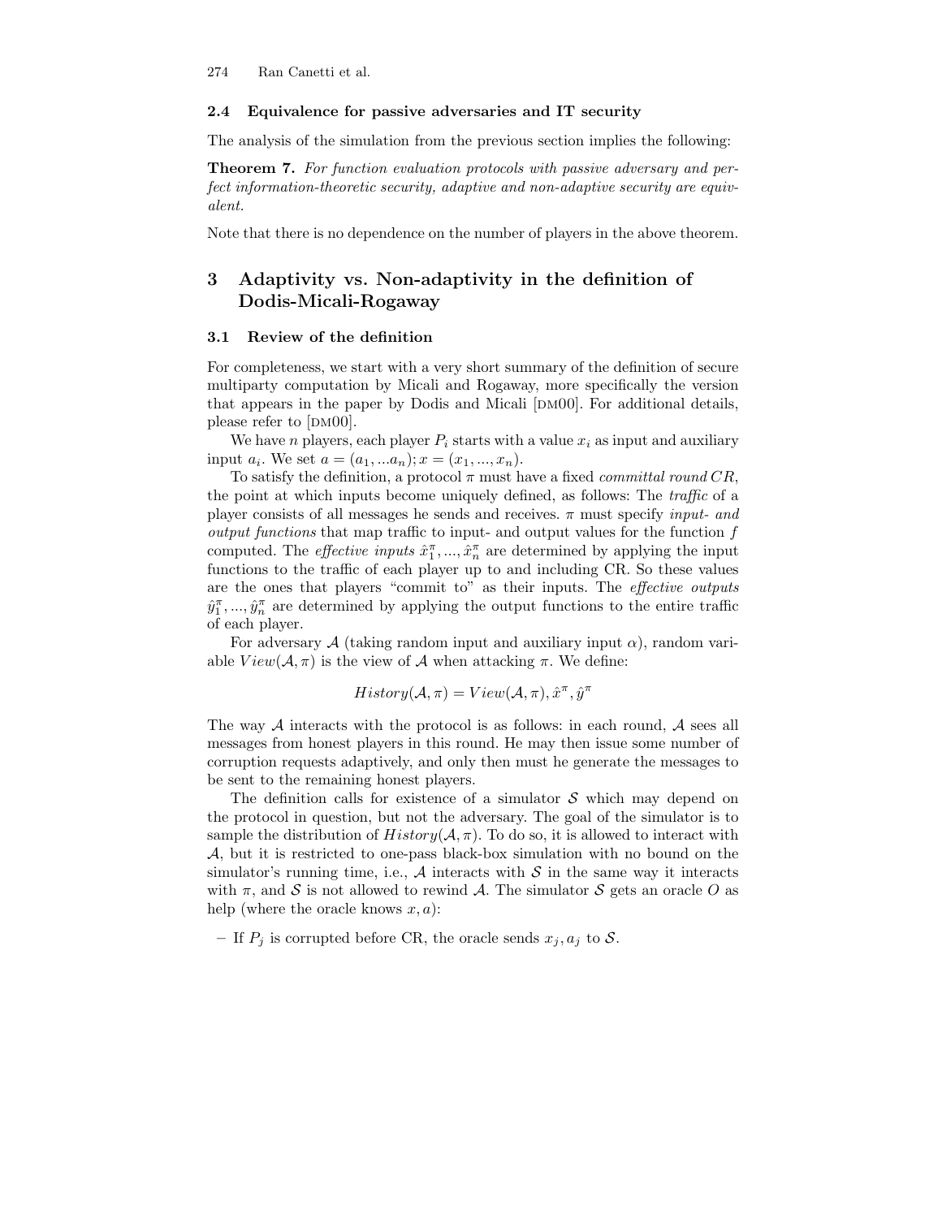### 2.4 Equivalence for passive adversaries and IT security

The analysis of the simulation from the previous section implies the following:

**Theorem 7.** *For function evaluation protocols with passive adversary and perfect information-theoretic security, adaptive and non-adaptive security are equivalent.*

Note that there is no dependence on the number of players in the above theorem.

## 3 Adaptivity vs. Non-adaptivity in the definition of Dodis-Micali-Rogaway

### 3.1 Review of the definition

For completeness, we start with a very short summary of the definition of secure multiparty computation by Micali and Rogaway, more specifically the version that appears in the paper by Dodis and Micali [DM00]. For additional details, please refer to [DM00].

We have $n$ players, each player $P_i$ starts with a value $x_i$ as input and auxiliary input $a_i$. We set $a = (a_1, ...a_n); x = (x_1, ..., x_n)$.

To satisfy the definition, a protocol $\pi$ must have a fixed *committal round* $CR$, the point at which inputs become uniquely defined, as follows: The *traffic* of a player consists of all messages he sends and receives. $\pi$ must specify *input- and output functions* that map traffic to input- and output values for the function $f$ computed. The *effective inputs* $\hat{x}_1^\pi, ..., \hat{x}_n^\pi$ are determined by applying the input functions to the traffic of each player up to and including CR. So these values are the ones that players "commit to" as their inputs. The *effective outputs* $\hat{y}_1^\pi, ..., \hat{y}_n^\pi$ are determined by applying the output functions to the entire traffic of each player.

For adversary $\mathcal{A}$ (taking random input and auxiliary input $\alpha$), random variable $View(\mathcal{A}, \pi)$ is the view of $\mathcal{A}$ when attacking $\pi$. We define:

$$History(\mathcal{A}, \pi) = View(\mathcal{A}, \pi), \hat{x}^\pi, \hat{y}^\pi$$

The way $\mathcal{A}$ interacts with the protocol is as follows: in each round, $\mathcal{A}$ sees all messages from honest players in this round. He may then issue some number of corruption requests adaptively, and only then must he generate the messages to be sent to the remaining honest players.

The definition calls for existence of a simulator $\mathcal{S}$ which may depend on the protocol in question, but not the adversary. The goal of the simulator is to sample the distribution of $History(\mathcal{A}, \pi)$. To do so, it is allowed to interact with $\mathcal{A}$, but it is restricted to one-pass black-box simulation with no bound on the simulator's running time, i.e., $\mathcal{A}$ interacts with $\mathcal{S}$ in the same way it interacts with $\pi$, and $\mathcal{S}$ is not allowed to rewind $\mathcal{A}$. The simulator $\mathcal{S}$ gets an oracle $O$ as help (where the oracle knows $x, a$):

- If $P_j$ is corrupted before CR, the oracle sends $x_j, a_j$ to $\mathcal{S}$.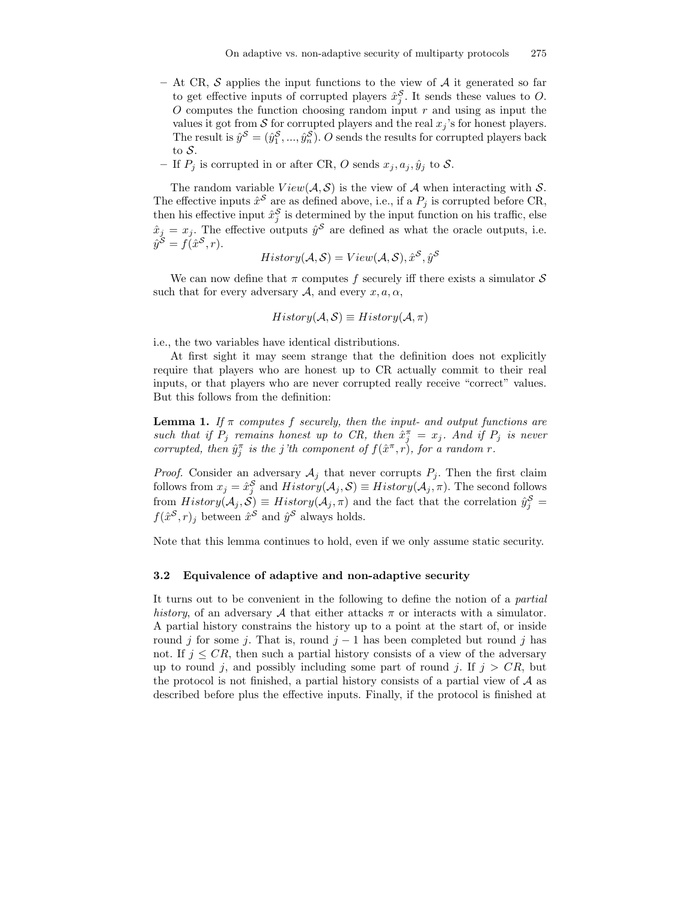- At CR, $\mathcal{S}$ applies the input functions to the view of $\mathcal{A}$ it generated so far to get effective inputs of corrupted players $\hat{x}_j^{\mathcal{S}}$. It sends these values to $O$. $O$ computes the function choosing random input $r$ and using as input the values it got from $\mathcal{S}$ for corrupted players and the real $x_j$'s for honest players. The result is $\hat{y}^{\mathcal{S}} = (\hat{y}_1^{\mathcal{S}}, ..., \hat{y}_n^{\mathcal{S}})$. $O$ sends the results for corrupted players back to $\mathcal{S}$.
- If $P_j$ is corrupted in or after CR, $O$ sends $x_j, a_j, \hat{y}_j$ to $\mathcal{S}$.

The random variable $View(\mathcal{A}, \mathcal{S})$ is the view of $\mathcal{A}$ when interacting with $\mathcal{S}$. The effective inputs $\hat{x}^{\mathcal{S}}$ are as defined above, i.e., if a $P_j$ is corrupted before CR, then his effective input $\hat{x}_j^{\mathcal{S}}$ is determined by the input function on his traffic, else $\hat{x}_j = x_j$. The effective outputs $\hat{y}^{\mathcal{S}}$ are defined as what the oracle outputs, i.e. $\hat{y}^{\mathcal{S}} = f(\hat{x}^{\mathcal{S}}, r)$.

$$History(\mathcal{A}, \mathcal{S}) = View(\mathcal{A}, \mathcal{S}), \hat{x}^{\mathcal{S}}, \hat{y}^{\mathcal{S}}$$

We can now define that $\pi$ computes $f$ securely iff there exists a simulator $\mathcal{S}$ such that for every adversary $\mathcal{A}$, and every $x, a, \alpha$,

$$History(\mathcal{A}, \mathcal{S}) \equiv History(\mathcal{A}, \pi)$$

i.e., the two variables have identical distributions.

At first sight it may seem strange that the definition does not explicitly require that players who are honest up to CR actually commit to their real inputs, or that players who are never corrupted really receive "correct" values. But this follows from the definition:

**Lemma 1.** *If $\pi$ computes $f$ securely, then the input- and output functions are such that if $P_j$ remains honest up to CR, then $\hat{x}_j^{\pi} = x_j$. And if $P_j$ is never corrupted, then $\hat{y}_j^{\pi}$ is the $j$'th component of $f(\hat{x}^{\pi}, r)$, for a random $r$.*

*Proof.* Consider an adversary $\mathcal{A}_j$ that never corrupts $P_j$. Then the first claim follows from $x_j = \hat{x}_j^{\mathcal{S}}$ and $History(\mathcal{A}_j, \mathcal{S}) \equiv History(\mathcal{A}_j, \pi)$. The second follows from $History(\mathcal{A}_j, \mathcal{S}) \equiv History(\mathcal{A}_j, \pi)$ and the fact that the correlation $\hat{y}_j^{\mathcal{S}} = f(\hat{x}^{\mathcal{S}}, r)_j$ between $\hat{x}^{\mathcal{S}}$ and $\hat{y}^{\mathcal{S}}$ always holds.

Note that this lemma continues to hold, even if we only assume static security.

### 3.2 Equivalence of adaptive and non-adaptive security

It turns out to be convenient in the following to define the notion of a *partial history*, of an adversary $\mathcal{A}$ that either attacks $\pi$ or interacts with a simulator. A partial history constrains the history up to a point at the start of, or inside round $j$ for some $j$. That is, round $j-1$ has been completed but round $j$ has not. If $j \leq CR$, then such a partial history consists of a view of the adversary up to round $j$, and possibly including some part of round $j$. If $j > CR$, but the protocol is not finished, a partial history consists of a partial view of $\mathcal{A}$ as described before plus the effective inputs. Finally, if the protocol is finished at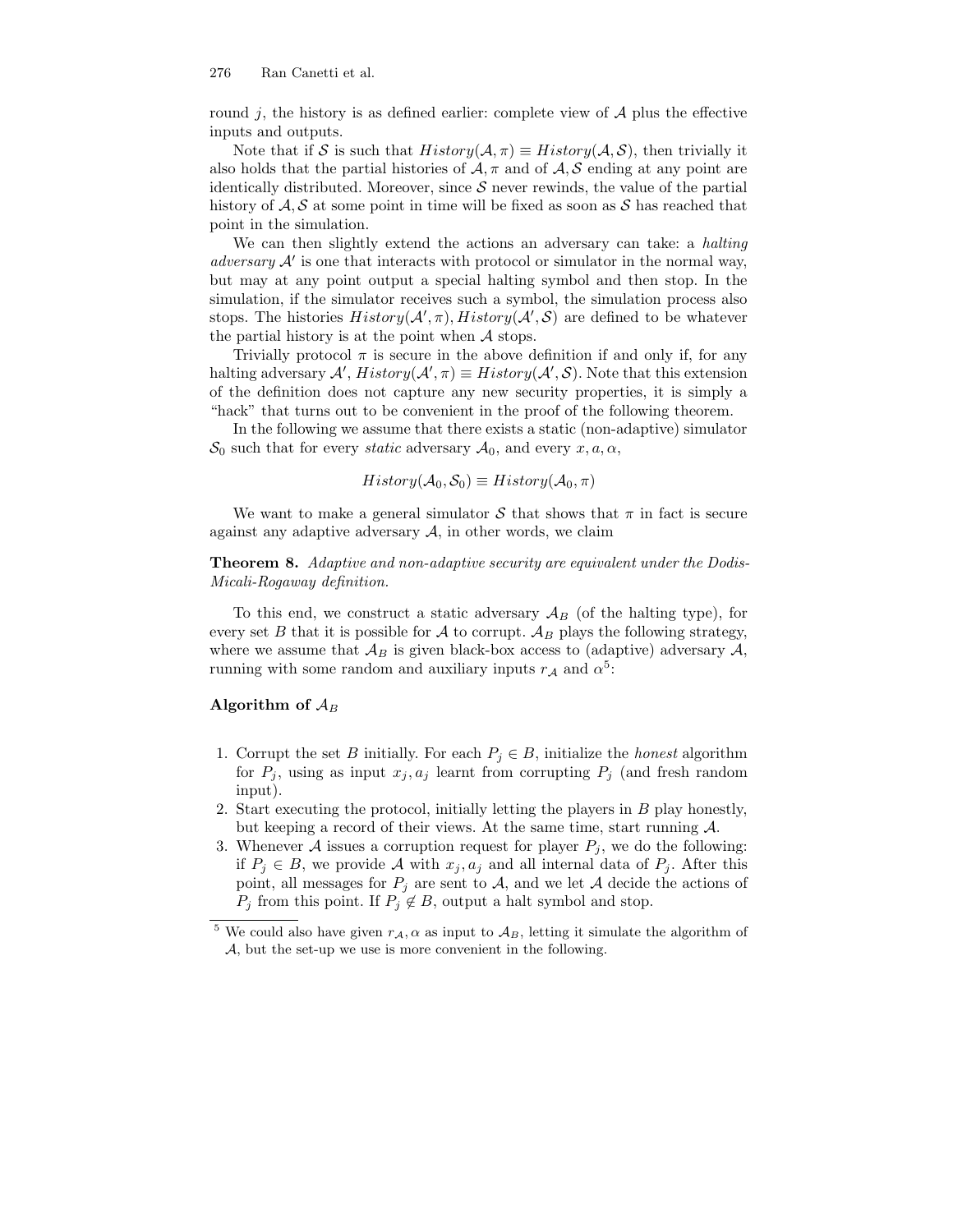round $j$, the history is as defined earlier: complete view of $\mathcal{A}$ plus the effective inputs and outputs.

Note that if $\mathcal{S}$ is such that $History(\mathcal{A}, \pi) \equiv History(\mathcal{A}, \mathcal{S})$, then trivially it also holds that the partial histories of $\mathcal{A}, \pi$ and of $\mathcal{A}, \mathcal{S}$ ending at any point are identically distributed. Moreover, since $\mathcal{S}$ never rewinds, the value of the partial history of $\mathcal{A}, \mathcal{S}$ at some point in time will be fixed as soon as $\mathcal{S}$ has reached that point in the simulation.

We can then slightly extend the actions an adversary can take: a *halting adversary* $\mathcal{A}'$ is one that interacts with protocol or simulator in the normal way, but may at any point output a special halting symbol and then stop. In the simulation, if the simulator receives such a symbol, the simulation process also stops. The histories $History(\mathcal{A}', \pi), History(\mathcal{A}', \mathcal{S})$ are defined to be whatever the partial history is at the point when $\mathcal{A}$ stops.

Trivially protocol $\pi$ is secure in the above definition if and only if, for any halting adversary $\mathcal{A}'$, $History(\mathcal{A}', \pi) \equiv History(\mathcal{A}', \mathcal{S})$. Note that this extension of the definition does not capture any new security properties, it is simply a "hack" that turns out to be convenient in the proof of the following theorem.

In the following we assume that there exists a static (non-adaptive) simulator $\mathcal{S}_0$ such that for every *static* adversary $\mathcal{A}_0$, and every $x, a, \alpha$,

$$History(\mathcal{A}_0, \mathcal{S}_0) \equiv History(\mathcal{A}_0, \pi)$$

We want to make a general simulator $\mathcal{S}$ that shows that $\pi$ in fact is secure against any adaptive adversary $\mathcal{A}$, in other words, we claim

**Theorem 8.** *Adaptive and non-adaptive security are equivalent under the Dodis-Micali-Rogaway definition.*

To this end, we construct a static adversary $\mathcal{A}_B$ (of the halting type), for every set $B$ that it is possible for $\mathcal{A}$ to corrupt. $\mathcal{A}_B$ plays the following strategy, where we assume that $\mathcal{A}_B$ is given black-box access to (adaptive) adversary $\mathcal{A}$, running with some random and auxiliary inputs $r_{\mathcal{A}}$ and $\alpha$[5]:

**Algorithm of $\mathcal{A}_B$**

1. Corrupt the set $B$ initially. For each $P_j \in B$, initialize the *honest* algorithm for $P_j$, using as input $x_j, a_j$ learnt from corrupting $P_j$ (and fresh random input).
2. Start executing the protocol, initially letting the players in $B$ play honestly, but keeping a record of their views. At the same time, start running $\mathcal{A}$.
3. Whenever $\mathcal{A}$ issues a corruption request for player $P_j$, we do the following: if $P_j \in B$, we provide $\mathcal{A}$ with $x_j, a_j$ and all internal data of $P_j$. After this point, all messages for $P_j$ are sent to $\mathcal{A}$, and we let $\mathcal{A}$ decide the actions of $P_j$ from this point. If $P_j \notin B$, output a halt symbol and stop.

[5] We could also have given $r_{\mathcal{A}}, \alpha$ as input to $\mathcal{A}_B$, letting it simulate the algorithm of $\mathcal{A}$, but the set-up we use is more convenient in the following.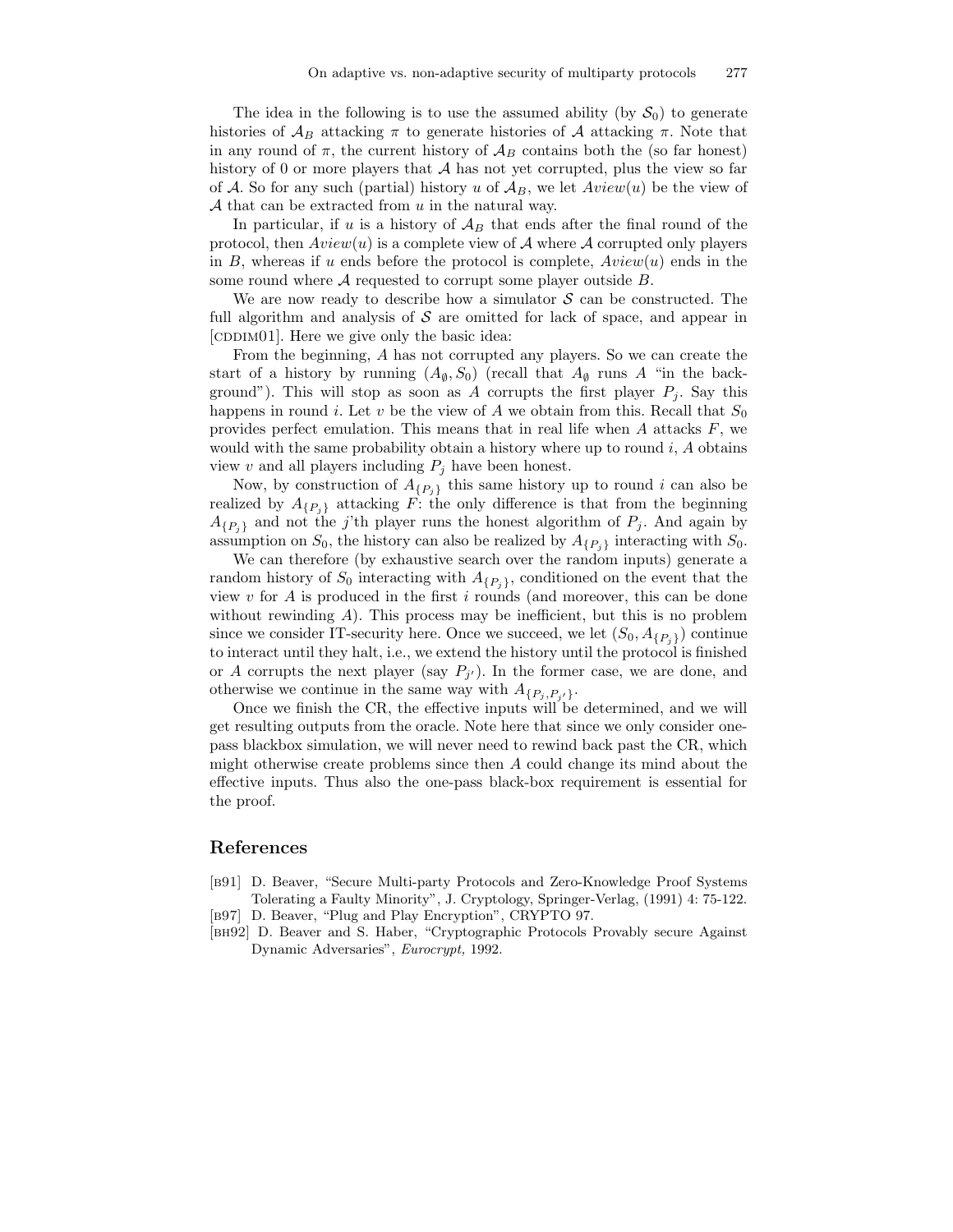The idea in the following is to use the assumed ability (by $\mathcal{S}_0$) to generate histories of $\mathcal{A}_B$ attacking $\pi$ to generate histories of $\mathcal{A}$ attacking $\pi$. Note that in any round of $\pi$, the current history of $\mathcal{A}_B$ contains both the (so far honest) history of 0 or more players that $\mathcal{A}$ has not yet corrupted, plus the view so far of $\mathcal{A}$. So for any such (partial) history $u$ of $\mathcal{A}_B$, we let $Aview(u)$ be the view of $\mathcal{A}$ that can be extracted from $u$ in the natural way.

In particular, if $u$ is a history of $\mathcal{A}_B$ that ends after the final round of the protocol, then $Aview(u)$ is a complete view of $\mathcal{A}$ where $\mathcal{A}$ corrupted only players in $B$, whereas if $u$ ends before the protocol is complete, $Aview(u)$ ends in the some round where $\mathcal{A}$ requested to corrupt some player outside $B$.

We are now ready to describe how a simulator $\mathcal{S}$ can be constructed. The full algorithm and analysis of $\mathcal{S}$ are omitted for lack of space, and appear in [CDDIM01]. Here we give only the basic idea:

From the beginning, $A$ has not corrupted any players. So we can create the start of a history by running $(A_\emptyset, S_0)$ (recall that $A_\emptyset$ runs $A$ "in the background"). This will stop as soon as $A$ corrupts the first player $P_j$. Say this happens in round $i$. Let $v$ be the view of $A$ we obtain from this. Recall that $S_0$ provides perfect emulation. This means that in real life when $A$ attacks $F$, we would with the same probability obtain a history where up to round $i$, $A$ obtains view $v$ and all players including $P_j$ have been honest.

Now, by construction of $A_{\{P_j\}}$ this same history up to round $i$ can also be realized by $A_{\{P_j\}}$ attacking $F$: the only difference is that from the beginning $A_{\{P_j\}}$ and not the $j$'th player runs the honest algorithm of $P_j$. And again by assumption on $S_0$, the history can also be realized by $A_{\{P_j\}}$ interacting with $S_0$.

We can therefore (by exhaustive search over the random inputs) generate a random history of $S_0$ interacting with $A_{\{P_j\}}$, conditioned on the event that the view $v$ for $A$ is produced in the first $i$ rounds (and moreover, this can be done without rewinding $A$). This process may be inefficient, but this is no problem since we consider IT-security here. Once we succeed, we let $(S_0, A_{\{P_j\}})$ continue to interact until they halt, i.e., we extend the history until the protocol is finished or $A$ corrupts the next player (say $P_{j'}$). In the former case, we are done, and otherwise we continue in the same way with $A_{\{P_j, P_{j'}\}}$.

Once we finish the CR, the effective inputs will be determined, and we will get resulting outputs from the oracle. Note here that since we only consider one-pass blackbox simulation, we will never need to rewind back past the CR, which might otherwise create problems since then $A$ could change its mind about the effective inputs. Thus also the one-pass black-box requirement is essential for the proof.

## References

[B91] D. Beaver, "Secure Multi-party Protocols and Zero-Knowledge Proof Systems Tolerating a Faulty Minority", J. Cryptology, Springer-Verlag, (1991) 4: 75-122.

[B97] D. Beaver, "Plug and Play Encryption", CRYPTO 97.

[BH92] D. Beaver and S. Haber, "Cryptographic Protocols Provably secure Against Dynamic Adversaries", *Eurocrypt,* 1992.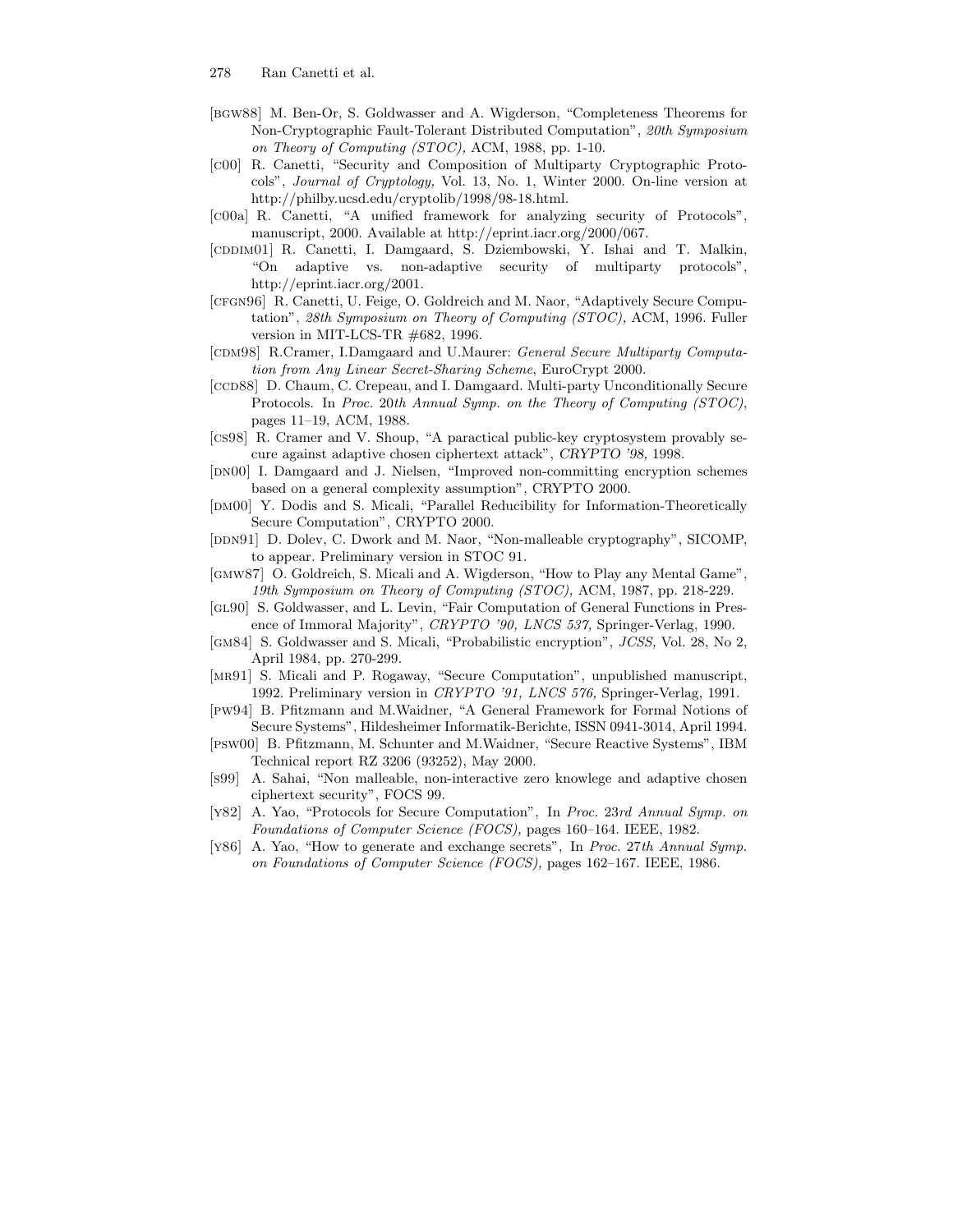[BGW88] M. Ben-Or, S. Goldwasser and A. Wigderson, "Completeness Theorems for Non-Cryptographic Fault-Tolerant Distributed Computation", *20th Symposium on Theory of Computing (STOC),* ACM, 1988, pp. 1-10.

[C00] R. Canetti, "Security and Composition of Multiparty Cryptographic Protocols", *Journal of Cryptology,* Vol. 13, No. 1, Winter 2000. On-line version at http://philby.ucsd.edu/cryptolib/1998/98-18.html.

[C00a] R. Canetti, "A unified framework for analyzing security of Protocols", manuscript, 2000. Available at http://eprint.iacr.org/2000/067.

[CDDIM01] R. Canetti, I. Damgaard, S. Dziembowski, Y. Ishai and T. Malkin, "On adaptive vs. non-adaptive security of multiparty protocols", http://eprint.iacr.org/2001.

[CFGN96] R. Canetti, U. Feige, O. Goldreich and M. Naor, "Adaptively Secure Computation", *28th Symposium on Theory of Computing (STOC),* ACM, 1996. Fuller version in MIT-LCS-TR #682, 1996.

[CDM98] R.Cramer, I.Damgaard and U.Maurer: *General Secure Multiparty Computation from Any Linear Secret-Sharing Scheme*, EuroCrypt 2000.

[CCD88] D. Chaum, C. Crepeau, and I. Damgaard. Multi-party Unconditionally Secure Protocols. In *Proc. 20th Annual Symp. on the Theory of Computing (STOC)*, pages 11–19, ACM, 1988.

[CS98] R. Cramer and V. Shoup, "A paractical public-key cryptosystem provably secure against adaptive chosen ciphertext attack", *CRYPTO '98*, 1998.

[DN00] I. Damgaard and J. Nielsen, "Improved non-committing encryption schemes based on a general complexity assumption", CRYPTO 2000.

[DM00] Y. Dodis and S. Micali, "Parallel Reducibility for Information-Theoretically Secure Computation", CRYPTO 2000.

[DDN91] D. Dolev, C. Dwork and M. Naor, "Non-malleable cryptography", SICOMP, to appear. Preliminary version in STOC 91.

[GMW87] O. Goldreich, S. Micali and A. Wigderson, "How to Play any Mental Game", *19th Symposium on Theory of Computing (STOC),* ACM, 1987, pp. 218-229.

[GL90] S. Goldwasser, and L. Levin, "Fair Computation of General Functions in Presence of Immoral Majority", *CRYPTO '90, LNCS 537,* Springer-Verlag, 1990.

[GM84] S. Goldwasser and S. Micali, "Probabilistic encryption", *JCSS,* Vol. 28, No 2, April 1984, pp. 270-299.

[MR91] S. Micali and P. Rogaway, "Secure Computation", unpublished manuscript, 1992. Preliminary version in *CRYPTO '91, LNCS 576,* Springer-Verlag, 1991.

[PW94] B. Pfitzmann and M.Waidner, "A General Framework for Formal Notions of Secure Systems", Hildesheimer Informatik-Berichte, ISSN 0941-3014, April 1994.

[PSW00] B. Pfitzmann, M. Schunter and M.Waidner, "Secure Reactive Systems", IBM Technical report RZ 3206 (93252), May 2000.

[S99] A. Sahai, "Non malleable, non-interactive zero knowlege and adaptive chosen ciphertext security", FOCS 99.

[Y82] A. Yao, "Protocols for Secure Computation", In *Proc. 23rd Annual Symp. on Foundations of Computer Science (FOCS),* pages 160–164. IEEE, 1982.

[Y86] A. Yao, "How to generate and exchange secrets", In *Proc. 27th Annual Symp. on Foundations of Computer Science (FOCS),* pages 162–167. IEEE, 1986.